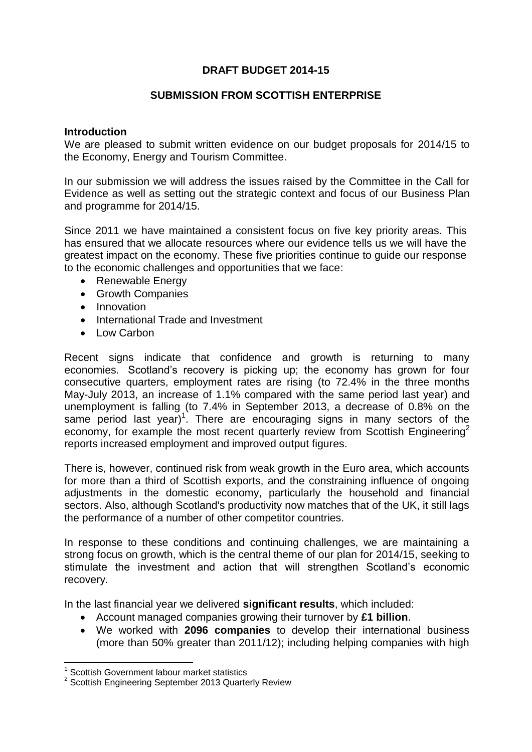**DRAFT BUDGET 2014-15**

**SUBMISSION FROM SCOTTISH ENTERPRISE**

**Introduction**

We are pleased to submit written evidence on our budget proposals for 2014/15 to the Economy, Energy and Tourism Committee.

In our submission we will address the issues raised by the Committee in the Call for Evidence as well as setting out the strategic context and focus of our Business Plan and programme for 2014/15.

Since 2011 we have maintained a consistent focus on five key priority areas. This has ensured that we allocate resources where our evidence tells us we will have the greatest impact on the economy. These five priorities continue to guide our response to the economic challenges and opportunities that we face:

- Renewable Energy
- Growth Companies
- Innovation
- International Trade and Investment
- Low Carbon

Recent signs indicate that confidence and growth is returning to many economies. Scotland's recovery is picking up; the economy has grown for four consecutive quarters, employment rates are rising (to 72.4% in the three months May-July 2013, an increase of 1.1% compared with the same period last year) and unemployment is falling (to 7.4% in September 2013, a decrease of 0.8% on the same period last year)[1]. There are encouraging signs in many sectors of the economy, for example the most recent quarterly review from Scottish Engineering[2] reports increased employment and improved output figures.

There is, however, continued risk from weak growth in the Euro area, which accounts for more than a third of Scottish exports, and the constraining influence of ongoing adjustments in the domestic economy, particularly the household and financial sectors. Also, although Scotland's productivity now matches that of the UK, it still lags the performance of a number of other competitor countries.

In response to these conditions and continuing challenges, we are maintaining a strong focus on growth, which is the central theme of our plan for 2014/15, seeking to stimulate the investment and action that will strengthen Scotland's economic recovery.

In the last financial year we delivered **significant results**, which included:

- Account managed companies growing their turnover by **£1 billion**.
- We worked with **2096 companies** to develop their international business (more than 50% greater than 2011/12); including helping companies with high

---

[1] Scottish Government labour market statistics

[2] Scottish Engineering September 2013 Quarterly Review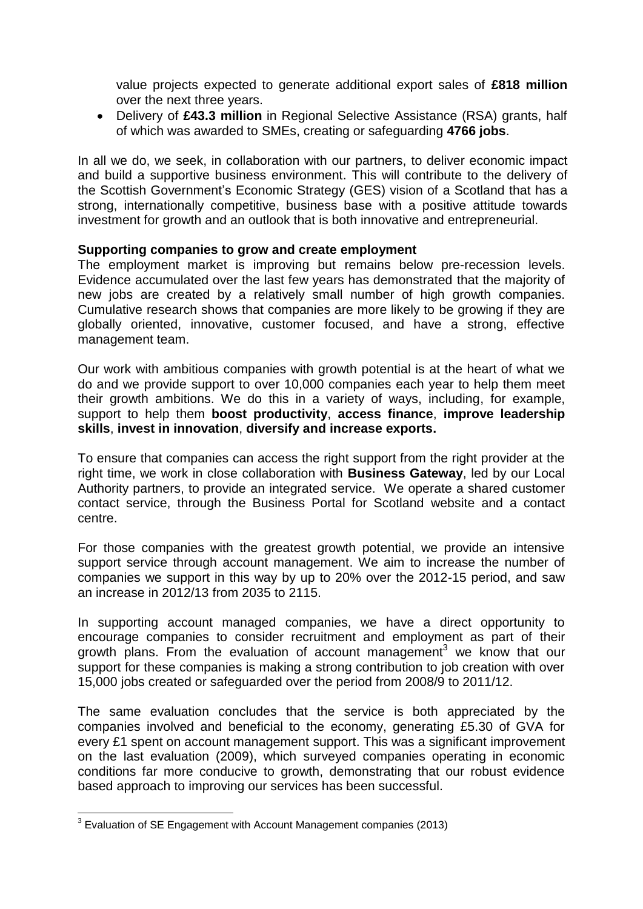value projects expected to generate additional export sales of **£818 million** over the next three years.

- Delivery of **£43.3 million** in Regional Selective Assistance (RSA) grants, half of which was awarded to SMEs, creating or safeguarding **4766 jobs**.

In all we do, we seek, in collaboration with our partners, to deliver economic impact and build a supportive business environment. This will contribute to the delivery of the Scottish Government's Economic Strategy (GES) vision of a Scotland that has a strong, internationally competitive, business base with a positive attitude towards investment for growth and an outlook that is both innovative and entrepreneurial.

**Supporting companies to grow and create employment**

The employment market is improving but remains below pre-recession levels. Evidence accumulated over the last few years has demonstrated that the majority of new jobs are created by a relatively small number of high growth companies. Cumulative research shows that companies are more likely to be growing if they are globally oriented, innovative, customer focused, and have a strong, effective management team.

Our work with ambitious companies with growth potential is at the heart of what we do and we provide support to over 10,000 companies each year to help them meet their growth ambitions. We do this in a variety of ways, including, for example, support to help them **boost productivity**, **access finance**, **improve leadership skills**, **invest in innovation**, **diversify and increase exports.**

To ensure that companies can access the right support from the right provider at the right time, we work in close collaboration with **Business Gateway**, led by our Local Authority partners, to provide an integrated service. We operate a shared customer contact service, through the Business Portal for Scotland website and a contact centre.

For those companies with the greatest growth potential, we provide an intensive support service through account management. We aim to increase the number of companies we support in this way by up to 20% over the 2012-15 period, and saw an increase in 2012/13 from 2035 to 2115.

In supporting account managed companies, we have a direct opportunity to encourage companies to consider recruitment and employment as part of their growth plans. From the evaluation of account management[3] we know that our support for these companies is making a strong contribution to job creation with over 15,000 jobs created or safeguarded over the period from 2008/9 to 2011/12.

The same evaluation concludes that the service is both appreciated by the companies involved and beneficial to the economy, generating £5.30 of GVA for every £1 spent on account management support. This was a significant improvement on the last evaluation (2009), which surveyed companies operating in economic conditions far more conducive to growth, demonstrating that our robust evidence based approach to improving our services has been successful.

[3] Evaluation of SE Engagement with Account Management companies (2013)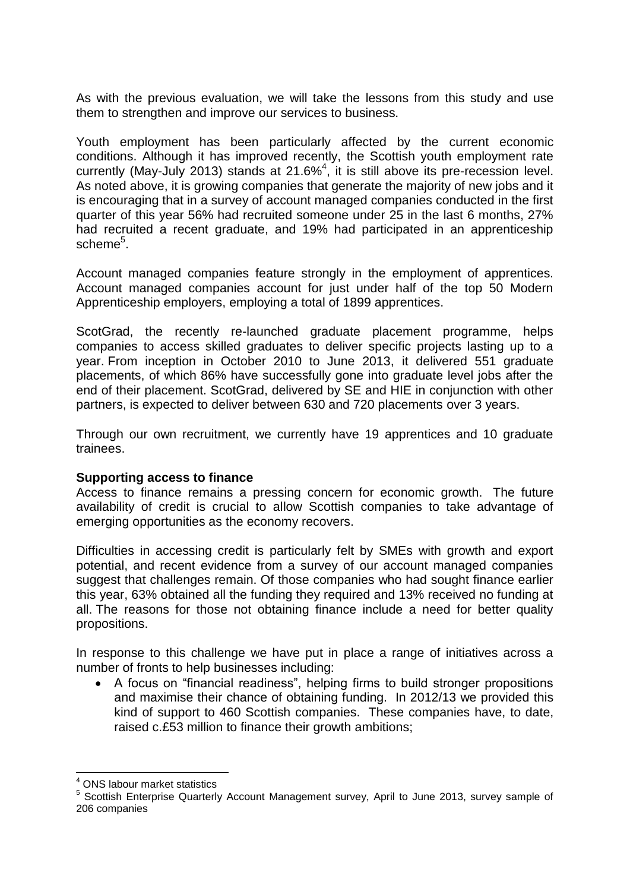As with the previous evaluation, we will take the lessons from this study and use them to strengthen and improve our services to business.

Youth employment has been particularly affected by the current economic conditions. Although it has improved recently, the Scottish youth employment rate currently (May-July 2013) stands at 21.6%[4], it is still above its pre-recession level. As noted above, it is growing companies that generate the majority of new jobs and it is encouraging that in a survey of account managed companies conducted in the first quarter of this year 56% had recruited someone under 25 in the last 6 months, 27% had recruited a recent graduate, and 19% had participated in an apprenticeship scheme[5].

Account managed companies feature strongly in the employment of apprentices. Account managed companies account for just under half of the top 50 Modern Apprenticeship employers, employing a total of 1899 apprentices.

ScotGrad, the recently re-launched graduate placement programme, helps companies to access skilled graduates to deliver specific projects lasting up to a year. From inception in October 2010 to June 2013, it delivered 551 graduate placements, of which 86% have successfully gone into graduate level jobs after the end of their placement. ScotGrad, delivered by SE and HIE in conjunction with other partners, is expected to deliver between 630 and 720 placements over 3 years.

Through our own recruitment, we currently have 19 apprentices and 10 graduate trainees.

**Supporting access to finance**

Access to finance remains a pressing concern for economic growth. The future availability of credit is crucial to allow Scottish companies to take advantage of emerging opportunities as the economy recovers.

Difficulties in accessing credit is particularly felt by SMEs with growth and export potential, and recent evidence from a survey of our account managed companies suggest that challenges remain. Of those companies who had sought finance earlier this year, 63% obtained all the funding they required and 13% received no funding at all. The reasons for those not obtaining finance include a need for better quality propositions.

In response to this challenge we have put in place a range of initiatives across a number of fronts to help businesses including:

- A focus on "financial readiness", helping firms to build stronger propositions and maximise their chance of obtaining funding. In 2012/13 we provided this kind of support to 460 Scottish companies. These companies have, to date, raised c.£53 million to finance their growth ambitions;

---

[4] ONS labour market statistics

[5] Scottish Enterprise Quarterly Account Management survey, April to June 2013, survey sample of 206 companies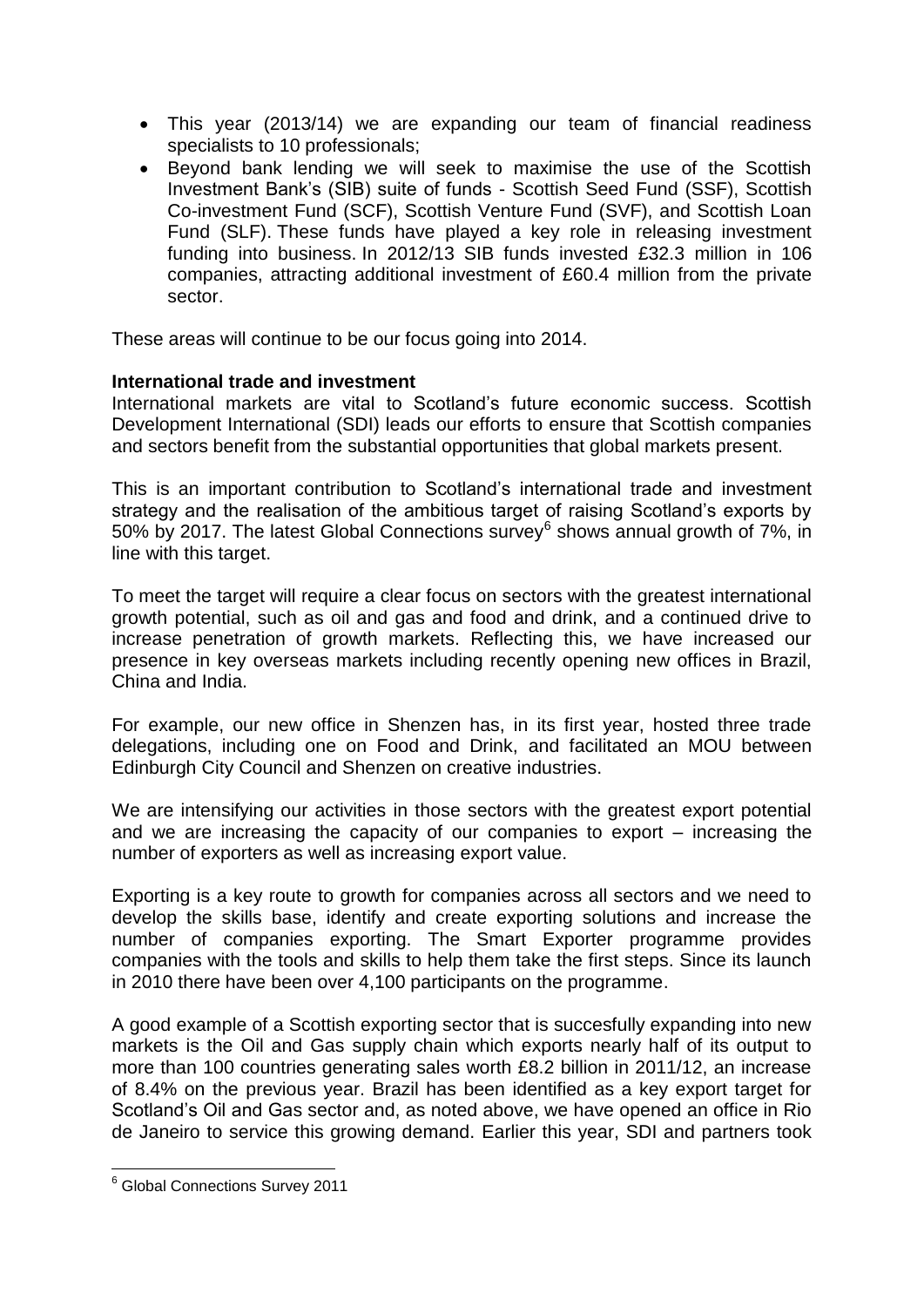- This year (2013/14) we are expanding our team of financial readiness specialists to 10 professionals;
- Beyond bank lending we will seek to maximise the use of the Scottish Investment Bank's (SIB) suite of funds - Scottish Seed Fund (SSF), Scottish Co-investment Fund (SCF), Scottish Venture Fund (SVF), and Scottish Loan Fund (SLF). These funds have played a key role in releasing investment funding into business. In 2012/13 SIB funds invested £32.3 million in 106 companies, attracting additional investment of £60.4 million from the private sector.

These areas will continue to be our focus going into 2014.

**International trade and investment**

International markets are vital to Scotland's future economic success. Scottish Development International (SDI) leads our efforts to ensure that Scottish companies and sectors benefit from the substantial opportunities that global markets present.

This is an important contribution to Scotland's international trade and investment strategy and the realisation of the ambitious target of raising Scotland's exports by 50% by 2017. The latest Global Connections survey[6] shows annual growth of 7%, in line with this target.

To meet the target will require a clear focus on sectors with the greatest international growth potential, such as oil and gas and food and drink, and a continued drive to increase penetration of growth markets. Reflecting this, we have increased our presence in key overseas markets including recently opening new offices in Brazil, China and India.

For example, our new office in Shenzen has, in its first year, hosted three trade delegations, including one on Food and Drink, and facilitated an MOU between Edinburgh City Council and Shenzen on creative industries.

We are intensifying our activities in those sectors with the greatest export potential and we are increasing the capacity of our companies to export – increasing the number of exporters as well as increasing export value.

Exporting is a key route to growth for companies across all sectors and we need to develop the skills base, identify and create exporting solutions and increase the number of companies exporting. The Smart Exporter programme provides companies with the tools and skills to help them take the first steps. Since its launch in 2010 there have been over 4,100 participants on the programme.

A good example of a Scottish exporting sector that is succesfully expanding into new markets is the Oil and Gas supply chain which exports nearly half of its output to more than 100 countries generating sales worth £8.2 billion in 2011/12, an increase of 8.4% on the previous year. Brazil has been identified as a key export target for Scotland's Oil and Gas sector and, as noted above, we have opened an office in Rio de Janeiro to service this growing demand. Earlier this year, SDI and partners took

---

[6] Global Connections Survey 2011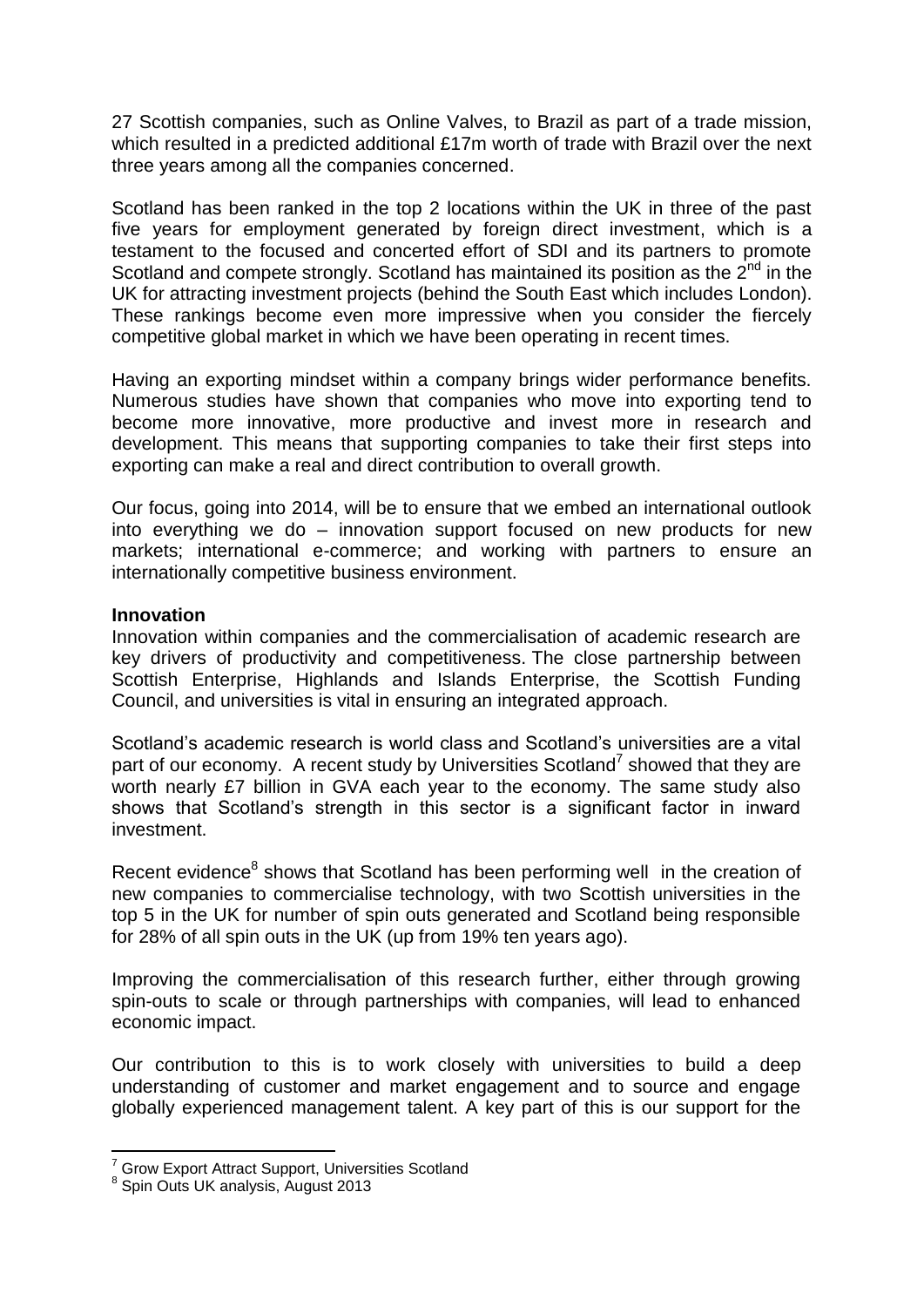27 Scottish companies, such as Online Valves, to Brazil as part of a trade mission, which resulted in a predicted additional £17m worth of trade with Brazil over the next three years among all the companies concerned.

Scotland has been ranked in the top 2 locations within the UK in three of the past five years for employment generated by foreign direct investment, which is a testament to the focused and concerted effort of SDI and its partners to promote Scotland and compete strongly. Scotland has maintained its position as the 2nd in the UK for attracting investment projects (behind the South East which includes London). These rankings become even more impressive when you consider the fiercely competitive global market in which we have been operating in recent times.

Having an exporting mindset within a company brings wider performance benefits. Numerous studies have shown that companies who move into exporting tend to become more innovative, more productive and invest more in research and development. This means that supporting companies to take their first steps into exporting can make a real and direct contribution to overall growth.

Our focus, going into 2014, will be to ensure that we embed an international outlook into everything we do – innovation support focused on new products for new markets; international e-commerce; and working with partners to ensure an internationally competitive business environment.

**Innovation**

Innovation within companies and the commercialisation of academic research are key drivers of productivity and competitiveness. The close partnership between Scottish Enterprise, Highlands and Islands Enterprise, the Scottish Funding Council, and universities is vital in ensuring an integrated approach.

Scotland's academic research is world class and Scotland's universities are a vital part of our economy. A recent study by Universities Scotland[7] showed that they are worth nearly £7 billion in GVA each year to the economy. The same study also shows that Scotland's strength in this sector is a significant factor in inward investment.

Recent evidence[8] shows that Scotland has been performing well in the creation of new companies to commercialise technology, with two Scottish universities in the top 5 in the UK for number of spin outs generated and Scotland being responsible for 28% of all spin outs in the UK (up from 19% ten years ago).

Improving the commercialisation of this research further, either through growing spin-outs to scale or through partnerships with companies, will lead to enhanced economic impact.

Our contribution to this is to work closely with universities to build a deep understanding of customer and market engagement and to source and engage globally experienced management talent. A key part of this is our support for the

---

[7] Grow Export Attract Support, Universities Scotland

[8] Spin Outs UK analysis, August 2013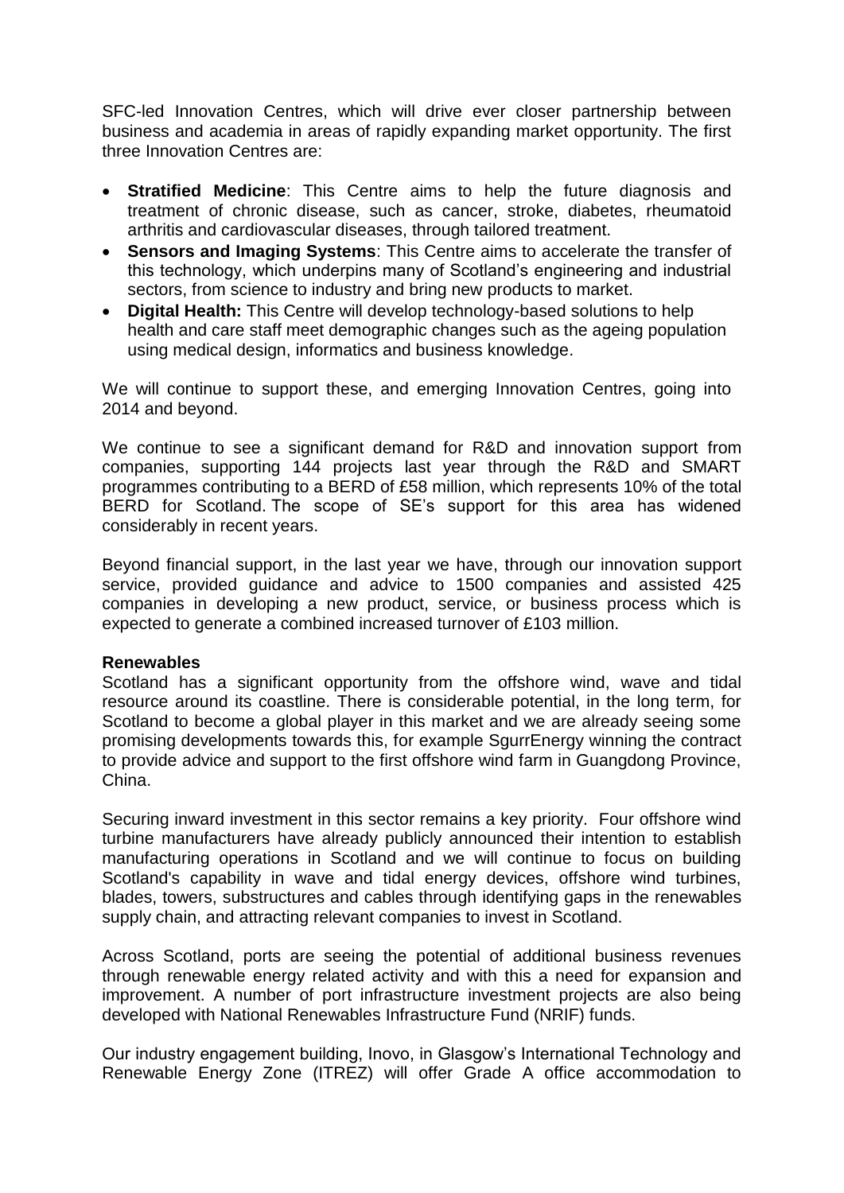SFC-led Innovation Centres, which will drive ever closer partnership between business and academia in areas of rapidly expanding market opportunity. The first three Innovation Centres are:

- **Stratified Medicine**: This Centre aims to help the future diagnosis and treatment of chronic disease, such as cancer, stroke, diabetes, rheumatoid arthritis and cardiovascular diseases, through tailored treatment.
- **Sensors and Imaging Systems**: This Centre aims to accelerate the transfer of this technology, which underpins many of Scotland's engineering and industrial sectors, from science to industry and bring new products to market.
- **Digital Health:** This Centre will develop technology-based solutions to help health and care staff meet demographic changes such as the ageing population using medical design, informatics and business knowledge.

We will continue to support these, and emerging Innovation Centres, going into 2014 and beyond.

We continue to see a significant demand for R&D and innovation support from companies, supporting 144 projects last year through the R&D and SMART programmes contributing to a BERD of £58 million, which represents 10% of the total BERD for Scotland. The scope of SE's support for this area has widened considerably in recent years.

Beyond financial support, in the last year we have, through our innovation support service, provided guidance and advice to 1500 companies and assisted 425 companies in developing a new product, service, or business process which is expected to generate a combined increased turnover of £103 million.

**Renewables**

Scotland has a significant opportunity from the offshore wind, wave and tidal resource around its coastline. There is considerable potential, in the long term, for Scotland to become a global player in this market and we are already seeing some promising developments towards this, for example SgurrEnergy winning the contract to provide advice and support to the first offshore wind farm in Guangdong Province, China.

Securing inward investment in this sector remains a key priority. Four offshore wind turbine manufacturers have already publicly announced their intention to establish manufacturing operations in Scotland and we will continue to focus on building Scotland's capability in wave and tidal energy devices, offshore wind turbines, blades, towers, substructures and cables through identifying gaps in the renewables supply chain, and attracting relevant companies to invest in Scotland.

Across Scotland, ports are seeing the potential of additional business revenues through renewable energy related activity and with this a need for expansion and improvement. A number of port infrastructure investment projects are also being developed with National Renewables Infrastructure Fund (NRIF) funds.

Our industry engagement building, Inovo, in Glasgow's International Technology and Renewable Energy Zone (ITREZ) will offer Grade A office accommodation to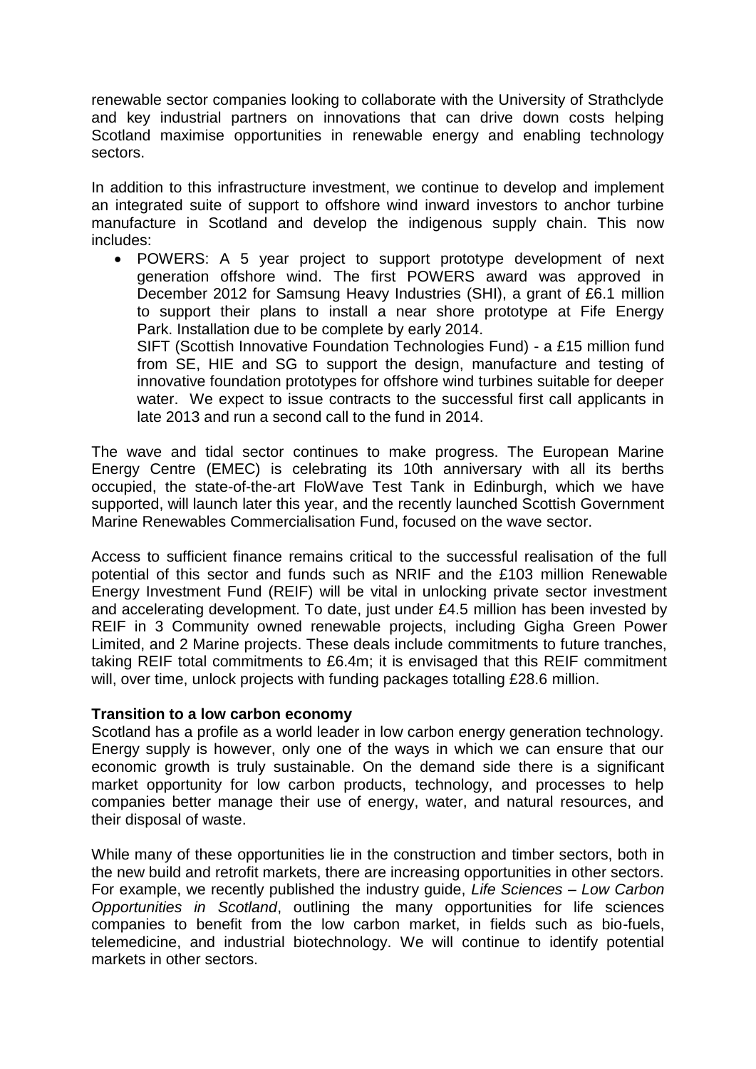renewable sector companies looking to collaborate with the University of Strathclyde and key industrial partners on innovations that can drive down costs helping Scotland maximise opportunities in renewable energy and enabling technology sectors.

In addition to this infrastructure investment, we continue to develop and implement an integrated suite of support to offshore wind inward investors to anchor turbine manufacture in Scotland and develop the indigenous supply chain. This now includes:

- POWERS: A 5 year project to support prototype development of next generation offshore wind. The first POWERS award was approved in December 2012 for Samsung Heavy Industries (SHI), a grant of £6.1 million to support their plans to install a near shore prototype at Fife Energy Park. Installation due to be complete by early 2014.

  SIFT (Scottish Innovative Foundation Technologies Fund) - a £15 million fund from SE, HIE and SG to support the design, manufacture and testing of innovative foundation prototypes for offshore wind turbines suitable for deeper water. We expect to issue contracts to the successful first call applicants in late 2013 and run a second call to the fund in 2014.

The wave and tidal sector continues to make progress. The European Marine Energy Centre (EMEC) is celebrating its 10th anniversary with all its berths occupied, the state-of-the-art FloWave Test Tank in Edinburgh, which we have supported, will launch later this year, and the recently launched Scottish Government Marine Renewables Commercialisation Fund, focused on the wave sector.

Access to sufficient finance remains critical to the successful realisation of the full potential of this sector and funds such as NRIF and the £103 million Renewable Energy Investment Fund (REIF) will be vital in unlocking private sector investment and accelerating development. To date, just under £4.5 million has been invested by REIF in 3 Community owned renewable projects, including Gigha Green Power Limited, and 2 Marine projects. These deals include commitments to future tranches, taking REIF total commitments to £6.4m; it is envisaged that this REIF commitment will, over time, unlock projects with funding packages totalling £28.6 million.

**Transition to a low carbon economy**

Scotland has a profile as a world leader in low carbon energy generation technology. Energy supply is however, only one of the ways in which we can ensure that our economic growth is truly sustainable. On the demand side there is a significant market opportunity for low carbon products, technology, and processes to help companies better manage their use of energy, water, and natural resources, and their disposal of waste.

While many of these opportunities lie in the construction and timber sectors, both in the new build and retrofit markets, there are increasing opportunities in other sectors. For example, we recently published the industry guide, *Life Sciences – Low Carbon Opportunities in Scotland*, outlining the many opportunities for life sciences companies to benefit from the low carbon market, in fields such as bio-fuels, telemedicine, and industrial biotechnology. We will continue to identify potential markets in other sectors.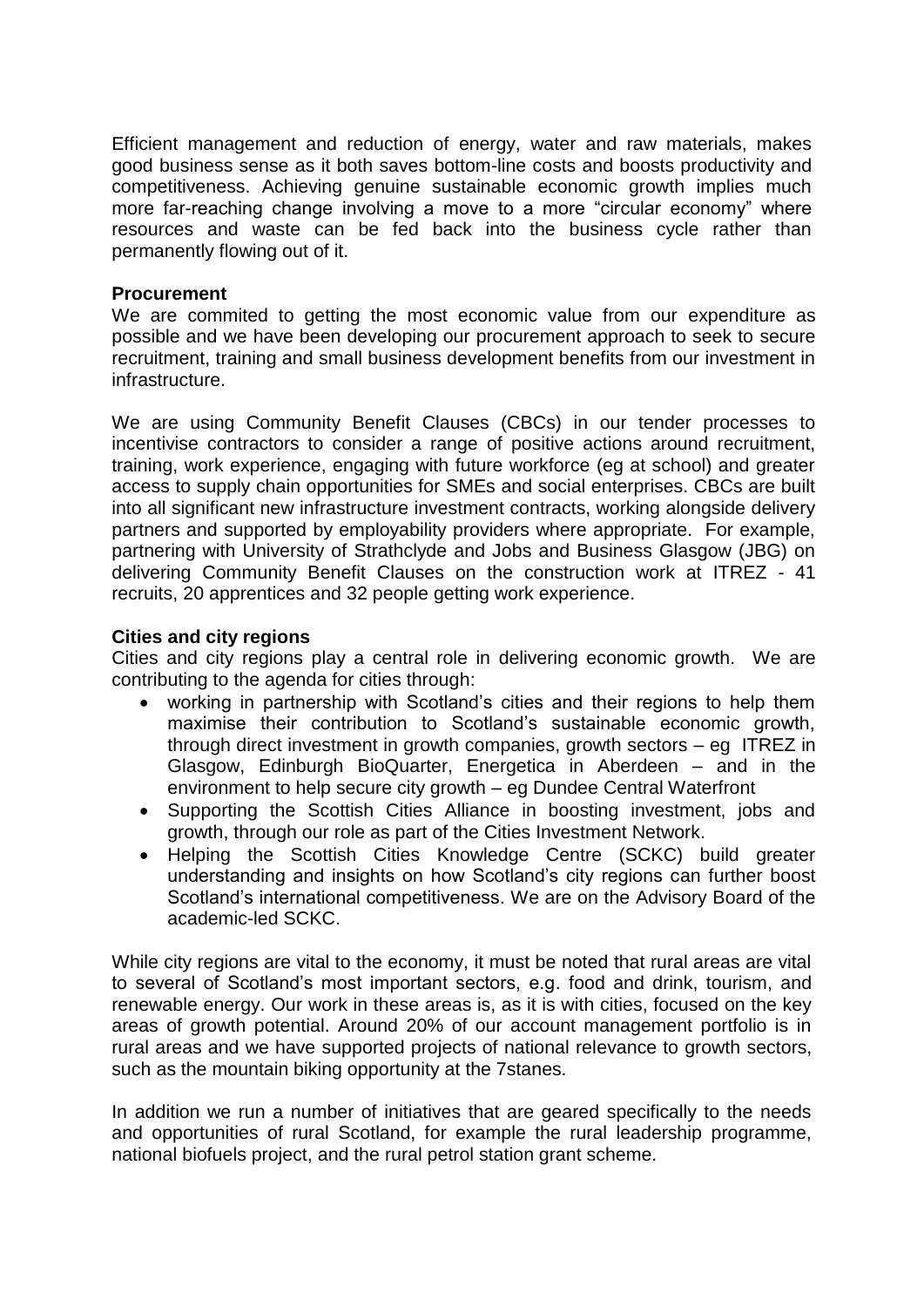Efficient management and reduction of energy, water and raw materials, makes good business sense as it both saves bottom-line costs and boosts productivity and competitiveness. Achieving genuine sustainable economic growth implies much more far-reaching change involving a move to a more "circular economy" where resources and waste can be fed back into the business cycle rather than permanently flowing out of it.

**Procurement**

We are commited to getting the most economic value from our expenditure as possible and we have been developing our procurement approach to seek to secure recruitment, training and small business development benefits from our investment in infrastructure.

We are using Community Benefit Clauses (CBCs) in our tender processes to incentivise contractors to consider a range of positive actions around recruitment, training, work experience, engaging with future workforce (eg at school) and greater access to supply chain opportunities for SMEs and social enterprises. CBCs are built into all significant new infrastructure investment contracts, working alongside delivery partners and supported by employability providers where appropriate. For example, partnering with University of Strathclyde and Jobs and Business Glasgow (JBG) on delivering Community Benefit Clauses on the construction work at ITREZ - 41 recruits, 20 apprentices and 32 people getting work experience.

**Cities and city regions**

Cities and city regions play a central role in delivering economic growth. We are contributing to the agenda for cities through:

- working in partnership with Scotland's cities and their regions to help them maximise their contribution to Scotland's sustainable economic growth, through direct investment in growth companies, growth sectors – eg ITREZ in Glasgow, Edinburgh BioQuarter, Energetica in Aberdeen – and in the environment to help secure city growth – eg Dundee Central Waterfront
- Supporting the Scottish Cities Alliance in boosting investment, jobs and growth, through our role as part of the Cities Investment Network.
- Helping the Scottish Cities Knowledge Centre (SCKC) build greater understanding and insights on how Scotland's city regions can further boost Scotland's international competitiveness. We are on the Advisory Board of the academic-led SCKC.

While city regions are vital to the economy, it must be noted that rural areas are vital to several of Scotland's most important sectors, e.g. food and drink, tourism, and renewable energy. Our work in these areas is, as it is with cities, focused on the key areas of growth potential. Around 20% of our account management portfolio is in rural areas and we have supported projects of national relevance to growth sectors, such as the mountain biking opportunity at the 7stanes.

In addition we run a number of initiatives that are geared specifically to the needs and opportunities of rural Scotland, for example the rural leadership programme, national biofuels project, and the rural petrol station grant scheme.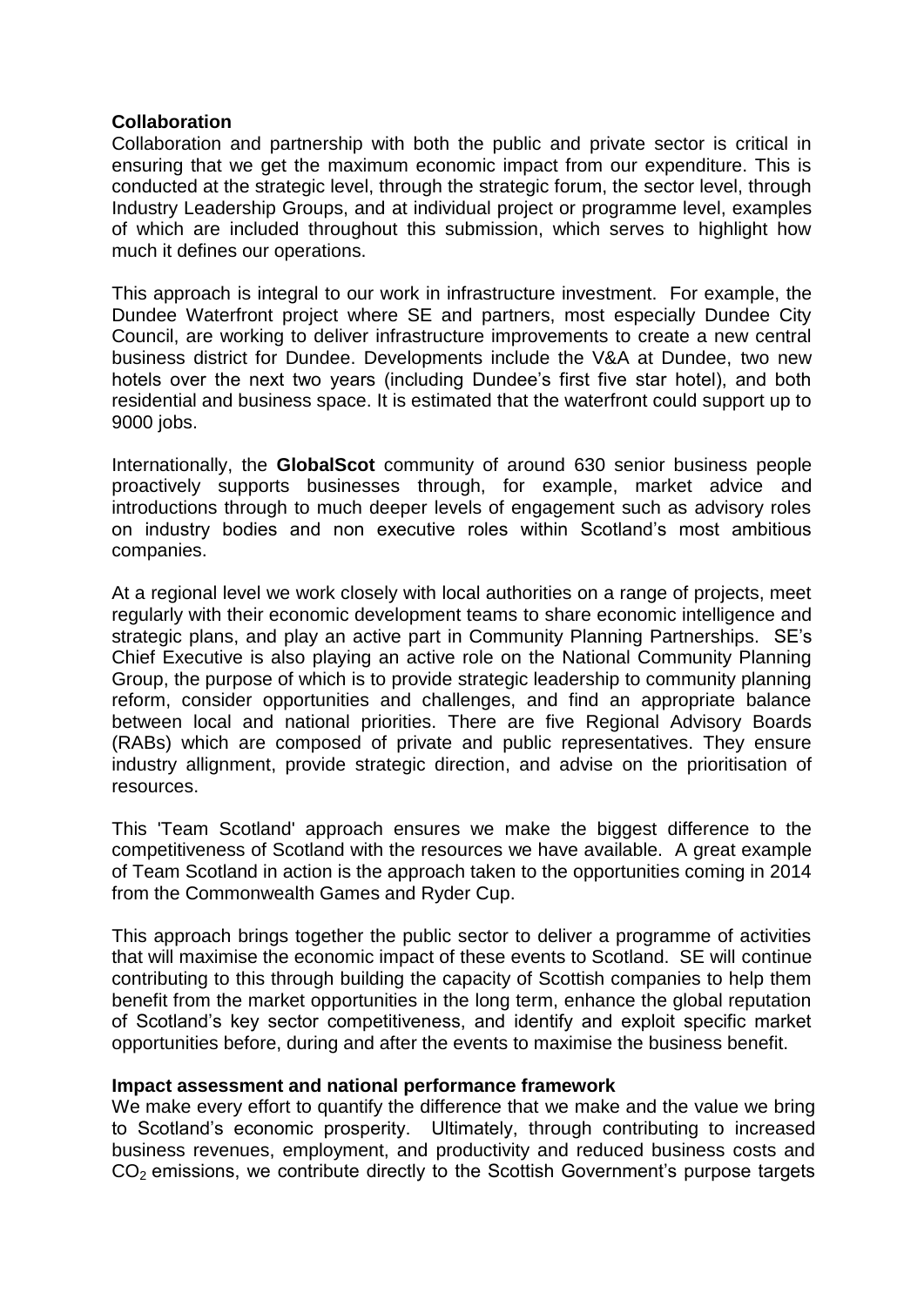**Collaboration**

Collaboration and partnership with both the public and private sector is critical in ensuring that we get the maximum economic impact from our expenditure. This is conducted at the strategic level, through the strategic forum, the sector level, through Industry Leadership Groups, and at individual project or programme level, examples of which are included throughout this submission, which serves to highlight how much it defines our operations.

This approach is integral to our work in infrastructure investment. For example, the Dundee Waterfront project where SE and partners, most especially Dundee City Council, are working to deliver infrastructure improvements to create a new central business district for Dundee. Developments include the V&A at Dundee, two new hotels over the next two years (including Dundee's first five star hotel), and both residential and business space. It is estimated that the waterfront could support up to 9000 jobs.

Internationally, the **GlobalScot** community of around 630 senior business people proactively supports businesses through, for example, market advice and introductions through to much deeper levels of engagement such as advisory roles on industry bodies and non executive roles within Scotland's most ambitious companies.

At a regional level we work closely with local authorities on a range of projects, meet regularly with their economic development teams to share economic intelligence and strategic plans, and play an active part in Community Planning Partnerships. SE's Chief Executive is also playing an active role on the National Community Planning Group, the purpose of which is to provide strategic leadership to community planning reform, consider opportunities and challenges, and find an appropriate balance between local and national priorities. There are five Regional Advisory Boards (RABs) which are composed of private and public representatives. They ensure industry allignment, provide strategic direction, and advise on the prioritisation of resources.

This 'Team Scotland' approach ensures we make the biggest difference to the competitiveness of Scotland with the resources we have available. A great example of Team Scotland in action is the approach taken to the opportunities coming in 2014 from the Commonwealth Games and Ryder Cup.

This approach brings together the public sector to deliver a programme of activities that will maximise the economic impact of these events to Scotland. SE will continue contributing to this through building the capacity of Scottish companies to help them benefit from the market opportunities in the long term, enhance the global reputation of Scotland's key sector competitiveness, and identify and exploit specific market opportunities before, during and after the events to maximise the business benefit.

**Impact assessment and national performance framework**

We make every effort to quantify the difference that we make and the value we bring to Scotland's economic prosperity. Ultimately, through contributing to increased business revenues, employment, and productivity and reduced business costs and $CO_2$ emissions, we contribute directly to the Scottish Government's purpose targets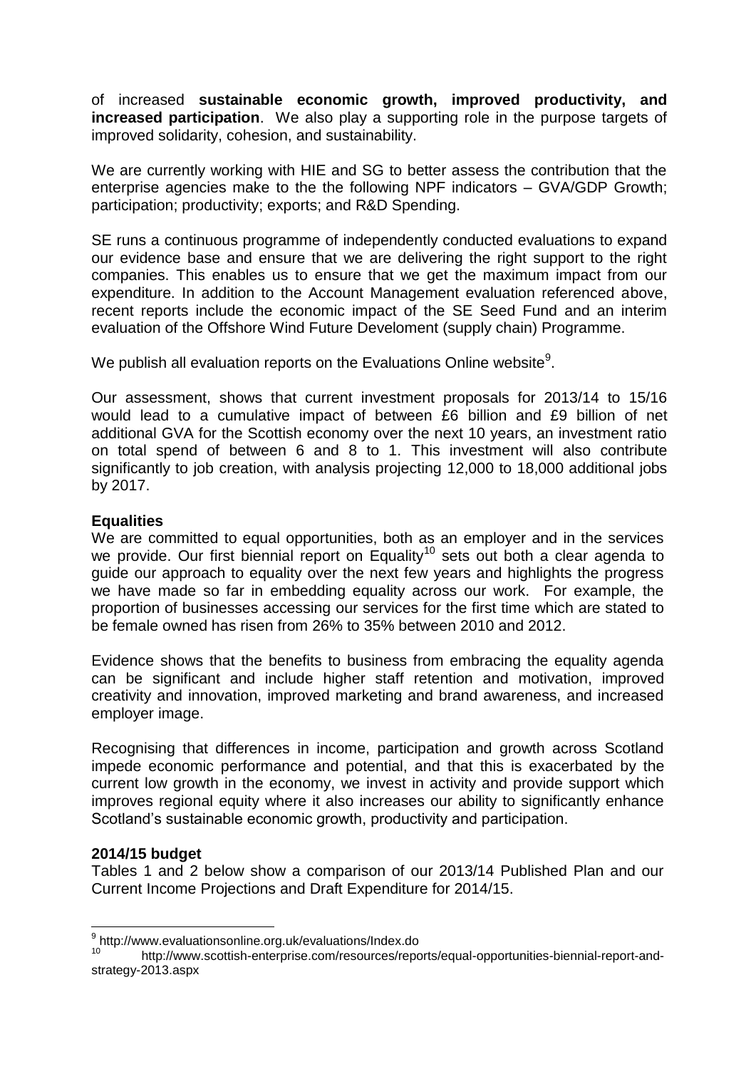of increased **sustainable economic growth, improved productivity, and increased participation**. We also play a supporting role in the purpose targets of improved solidarity, cohesion, and sustainability.

We are currently working with HIE and SG to better assess the contribution that the enterprise agencies make to the the following NPF indicators – GVA/GDP Growth; participation; productivity; exports; and R&D Spending.

SE runs a continuous programme of independently conducted evaluations to expand our evidence base and ensure that we are delivering the right support to the right companies. This enables us to ensure that we get the maximum impact from our expenditure. In addition to the Account Management evaluation referenced above, recent reports include the economic impact of the SE Seed Fund and an interim evaluation of the Offshore Wind Future Develoment (supply chain) Programme.

We publish all evaluation reports on the Evaluations Online website[9].

Our assessment, shows that current investment proposals for 2013/14 to 15/16 would lead to a cumulative impact of between £6 billion and £9 billion of net additional GVA for the Scottish economy over the next 10 years, an investment ratio on total spend of between 6 and 8 to 1. This investment will also contribute significantly to job creation, with analysis projecting 12,000 to 18,000 additional jobs by 2017.

**Equalities**

We are committed to equal opportunities, both as an employer and in the services we provide. Our first biennial report on Equality[10] sets out both a clear agenda to guide our approach to equality over the next few years and highlights the progress we have made so far in embedding equality across our work. For example, the proportion of businesses accessing our services for the first time which are stated to be female owned has risen from 26% to 35% between 2010 and 2012.

Evidence shows that the benefits to business from embracing the equality agenda can be significant and include higher staff retention and motivation, improved creativity and innovation, improved marketing and brand awareness, and increased employer image.

Recognising that differences in income, participation and growth across Scotland impede economic performance and potential, and that this is exacerbated by the current low growth in the economy, we invest in activity and provide support which improves regional equity where it also increases our ability to significantly enhance Scotland's sustainable economic growth, productivity and participation.

**2014/15 budget**

Tables 1 and 2 below show a comparison of our 2013/14 Published Plan and our Current Income Projections and Draft Expenditure for 2014/15.

---

[9] http://www.evaluationsonline.org.uk/evaluations/Index.do

[10] http://www.scottish-enterprise.com/resources/reports/equal-opportunities-biennial-report-and-strategy-2013.aspx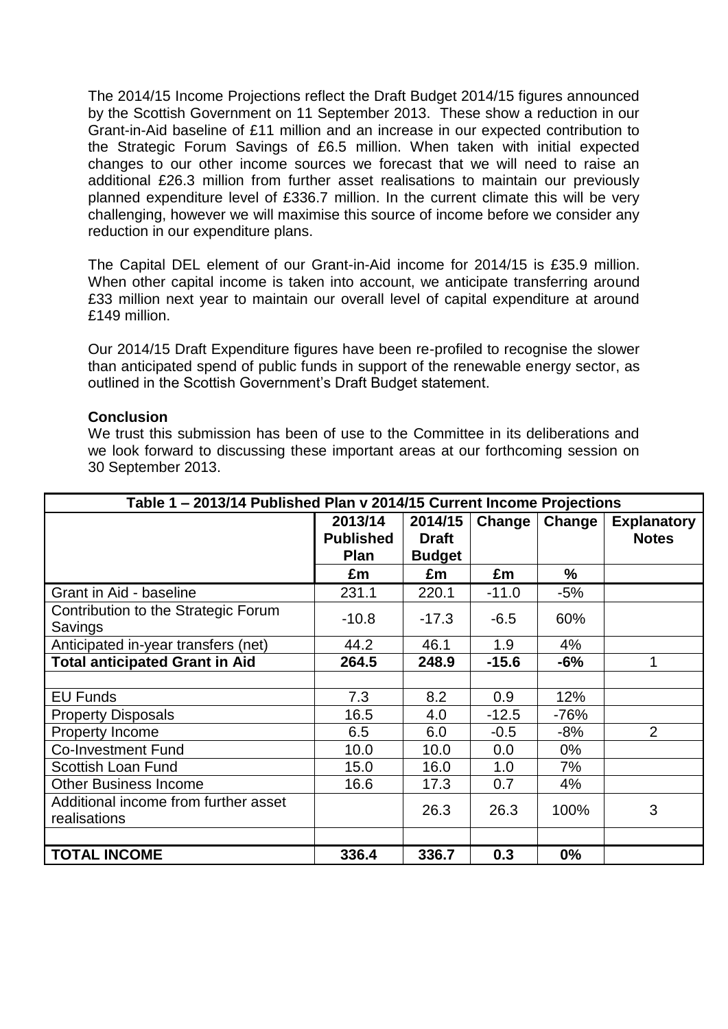The 2014/15 Income Projections reflect the Draft Budget 2014/15 figures announced by the Scottish Government on 11 September 2013. These show a reduction in our Grant-in-Aid baseline of £11 million and an increase in our expected contribution to the Strategic Forum Savings of £6.5 million. When taken with initial expected changes to our other income sources we forecast that we will need to raise an additional £26.3 million from further asset realisations to maintain our previously planned expenditure level of £336.7 million. In the current climate this will be very challenging, however we will maximise this source of income before we consider any reduction in our expenditure plans.

The Capital DEL element of our Grant-in-Aid income for 2014/15 is £35.9 million. When other capital income is taken into account, we anticipate transferring around £33 million next year to maintain our overall level of capital expenditure at around £149 million.

Our 2014/15 Draft Expenditure figures have been re-profiled to recognise the slower than anticipated spend of public funds in support of the renewable energy sector, as outlined in the Scottish Government's Draft Budget statement.

**Conclusion**

We trust this submission has been of use to the Committee in its deliberations and we look forward to discussing these important areas at our forthcoming session on 30 September 2013.

| **Table 1 – 2013/14 Published Plan v 2014/15 Current Income Projections** | | | | | |
|---|---|---|---|---|---|
| | **2013/14 Published Plan** | **2014/15 Draft Budget** | **Change** | **Change** | **Explanatory Notes** |
| | **£m** | **£m** | **£m** | **%** | |
| Grant in Aid - baseline | 231.1 | 220.1 | -11.0 | -5% | |
| Contribution to the Strategic Forum Savings | -10.8 | -17.3 | -6.5 | 60% | |
| Anticipated in-year transfers (net) | 44.2 | 46.1 | 1.9 | 4% | |
| **Total anticipated Grant in Aid** | **264.5** | **248.9** | **-15.6** | **-6%** | 1 |
| | | | | | |
| EU Funds | 7.3 | 8.2 | 0.9 | 12% | |
| Property Disposals | 16.5 | 4.0 | -12.5 | -76% | |
| Property Income | 6.5 | 6.0 | -0.5 | -8% | 2 |
| Co-Investment Fund | 10.0 | 10.0 | 0.0 | 0% | |
| Scottish Loan Fund | 15.0 | 16.0 | 1.0 | 7% | |
| Other Business Income | 16.6 | 17.3 | 0.7 | 4% | |
| Additional income from further asset realisations | | 26.3 | 26.3 | 100% | 3 |
| | | | | | |
| **TOTAL INCOME** | **336.4** | **336.7** | **0.3** | **0%** | |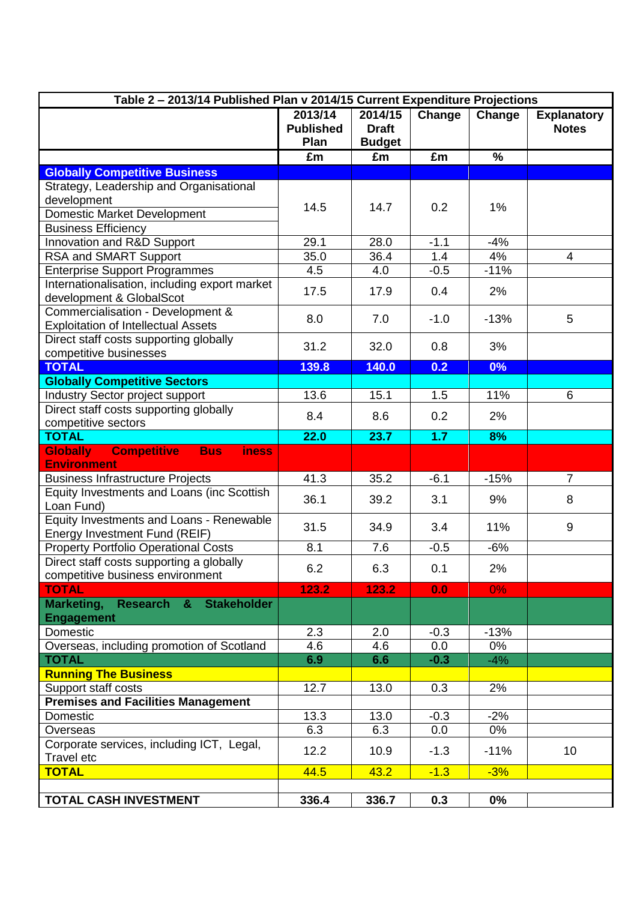| Table 2 – 2013/14 Published Plan v 2014/15 Current Expenditure Projections | | | | | |
|---|---|---|---|---|---|
| | 2013/14 Published Plan | 2014/15 Draft Budget | Change | Change | Explanatory Notes |
| | £m | £m | £m | % | |
| **Globally Competitive Business** | | | | | |
| Strategy, Leadership and Organisational development<br>Domestic Market Development<br>Business Efficiency | 14.5 | 14.7 | 0.2 | 1% | |
| Innovation and R&D Support | 29.1 | 28.0 | -1.1 | -4% | |
| RSA and SMART Support | 35.0 | 36.4 | 1.4 | 4% | 4 |
| Enterprise Support Programmes | 4.5 | 4.0 | -0.5 | -11% | |
| Internationalisation, including export market development & GlobalScot | 17.5 | 17.9 | 0.4 | 2% | |
| Commercialisation - Development & Exploitation of Intellectual Assets | 8.0 | 7.0 | -1.0 | -13% | 5 |
| Direct staff costs supporting globally competitive businesses | 31.2 | 32.0 | 0.8 | 3% | |
| **TOTAL** | **139.8** | **140.0** | **0.2** | **0%** | |
| **Globally Competitive Sectors** | | | | | |
| Industry Sector project support | 13.6 | 15.1 | 1.5 | 11% | 6 |
| Direct staff costs supporting globally competitive sectors | 8.4 | 8.6 | 0.2 | 2% | |
| **TOTAL** | **22.0** | **23.7** | **1.7** | **8%** | |
| **Globally Competitive Business Environment** | | | | | |
| Business Infrastructure Projects | 41.3 | 35.2 | -6.1 | -15% | 7 |
| Equity Investments and Loans (inc Scottish Loan Fund) | 36.1 | 39.2 | 3.1 | 9% | 8 |
| Equity Investments and Loans - Renewable Energy Investment Fund (REIF) | 31.5 | 34.9 | 3.4 | 11% | 9 |
| Property Portfolio Operational Costs | 8.1 | 7.6 | -0.5 | -6% | |
| Direct staff costs supporting a globally competitive business environment | 6.2 | 6.3 | 0.1 | 2% | |
| **TOTAL** | **123.2** | **123.2** | **0.0** | 0% | |
| **Marketing, Research & Stakeholder Engagement** | | | | | |
| Domestic | 2.3 | 2.0 | -0.3 | -13% | |
| Overseas, including promotion of Scotland | 4.6 | 4.6 | 0.0 | 0% | |
| **TOTAL** | **6.9** | **6.6** | **-0.3** | -4% | |
| **Running The Business** | | | | | |
| Support staff costs | 12.7 | 13.0 | 0.3 | 2% | |
| **Premises and Facilities Management** | | | | | |
| Domestic | 13.3 | 13.0 | -0.3 | -2% | |
| Overseas | 6.3 | 6.3 | 0.0 | 0% | |
| Corporate services, including ICT, Legal, Travel etc | 12.2 | 10.9 | -1.3 | -11% | 10 |
| **TOTAL** | 44.5 | 43.2 | -1.3 | -3% | |
| | | | | | |
| **TOTAL CASH INVESTMENT** | **336.4** | **336.7** | **0.3** | **0%** | |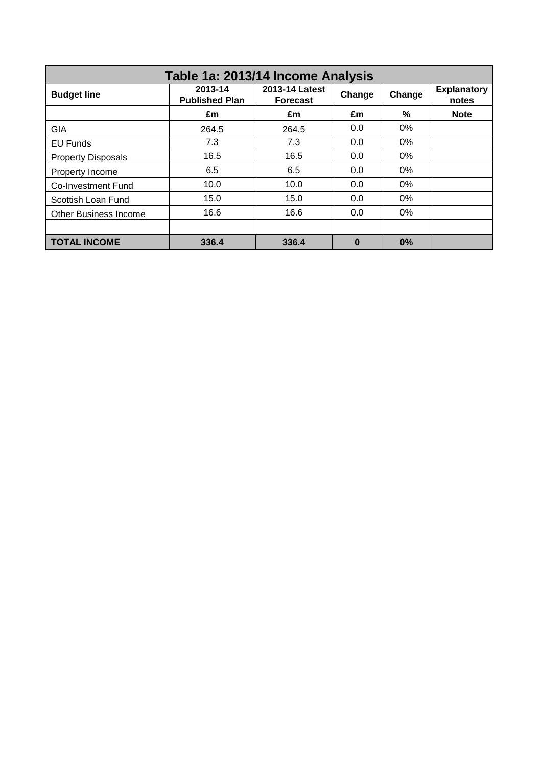| Table 1a: 2013/14 Income Analysis | | | | | |
|---|---|---|---|---|---|
| **Budget line** | **2013-14 Published Plan** | **2013-14 Latest Forecast** | **Change** | **Change** | **Explanatory notes** |
| | **£m** | **£m** | **£m** | **%** | **Note** |
| GIA | 264.5 | 264.5 | 0.0 | 0% | |
| EU Funds | 7.3 | 7.3 | 0.0 | 0% | |
| Property Disposals | 16.5 | 16.5 | 0.0 | 0% | |
| Property Income | 6.5 | 6.5 | 0.0 | 0% | |
| Co-Investment Fund | 10.0 | 10.0 | 0.0 | 0% | |
| Scottish Loan Fund | 15.0 | 15.0 | 0.0 | 0% | |
| Other Business Income | 16.6 | 16.6 | 0.0 | 0% | |
| | | | | | |
| **TOTAL INCOME** | **336.4** | **336.4** | **0** | **0%** | |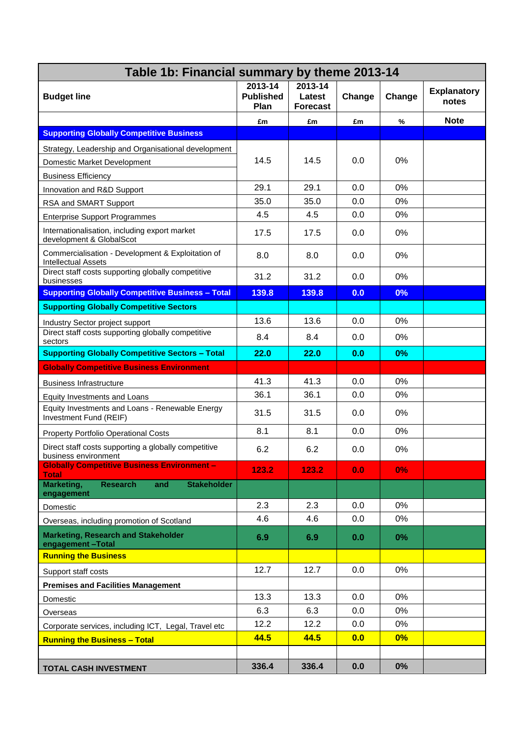# Table 1b: Financial summary by theme 2013-14

| Budget line | 2013-14 Published Plan | 2013-14 Latest Forecast | Change | Change | Explanatory notes |
|---|---|---|---|---|---|
| | £m | £m | £m | % | Note |
| **Supporting Globally Competitive Business** | | | | | |
| Strategy, Leadership and Organisational development<br>Domestic Market Development<br>Business Efficiency | 14.5 | 14.5 | 0.0 | 0% | |
| Innovation and R&D Support | 29.1 | 29.1 | 0.0 | 0% | |
| RSA and SMART Support | 35.0 | 35.0 | 0.0 | 0% | |
| Enterprise Support Programmes | 4.5 | 4.5 | 0.0 | 0% | |
| Internationalisation, including export market development & GlobalScot | 17.5 | 17.5 | 0.0 | 0% | |
| Commercialisation - Development & Exploitation of Intellectual Assets | 8.0 | 8.0 | 0.0 | 0% | |
| Direct staff costs supporting globally competitive businesses | 31.2 | 31.2 | 0.0 | 0% | |
| **Supporting Globally Competitive Business – Total** | **139.8** | **139.8** | **0.0** | **0%** | |
| **Supporting Globally Competitive Sectors** | | | | | |
| Industry Sector project support | 13.6 | 13.6 | 0.0 | 0% | |
| Direct staff costs supporting globally competitive sectors | 8.4 | 8.4 | 0.0 | 0% | |
| **Supporting Globally Competitive Sectors – Total** | **22.0** | **22.0** | **0.0** | **0%** | |
| **Globally Competitive Business Environment** | | | | | |
| Business Infrastructure | 41.3 | 41.3 | 0.0 | 0% | |
| Equity Investments and Loans | 36.1 | 36.1 | 0.0 | 0% | |
| Equity Investments and Loans - Renewable Energy Investment Fund (REIF) | 31.5 | 31.5 | 0.0 | 0% | |
| Property Portfolio Operational Costs | 8.1 | 8.1 | 0.0 | 0% | |
| Direct staff costs supporting a globally competitive business environment | 6.2 | 6.2 | 0.0 | 0% | |
| **Globally Competitive Business Environment – Total** | **123.2** | **123.2** | **0.0** | **0%** | |
| **Marketing, Research and Stakeholder engagement** | | | | | |
| Domestic | 2.3 | 2.3 | 0.0 | 0% | |
| Overseas, including promotion of Scotland | 4.6 | 4.6 | 0.0 | 0% | |
| **Marketing, Research and Stakeholder engagement –Total** | **6.9** | **6.9** | **0.0** | **0%** | |
| **Running the Business** | | | | | |
| Support staff costs | 12.7 | 12.7 | 0.0 | 0% | |
| **Premises and Facilities Management** | | | | | |
| Domestic | 13.3 | 13.3 | 0.0 | 0% | |
| Overseas | 6.3 | 6.3 | 0.0 | 0% | |
| Corporate services, including ICT, Legal, Travel etc | 12.2 | 12.2 | 0.0 | 0% | |
| **Running the Business – Total** | **44.5** | **44.5** | **0.0** | **0%** | |
| | | | | | |
| **TOTAL CASH INVESTMENT** | **336.4** | **336.4** | **0.0** | **0%** | |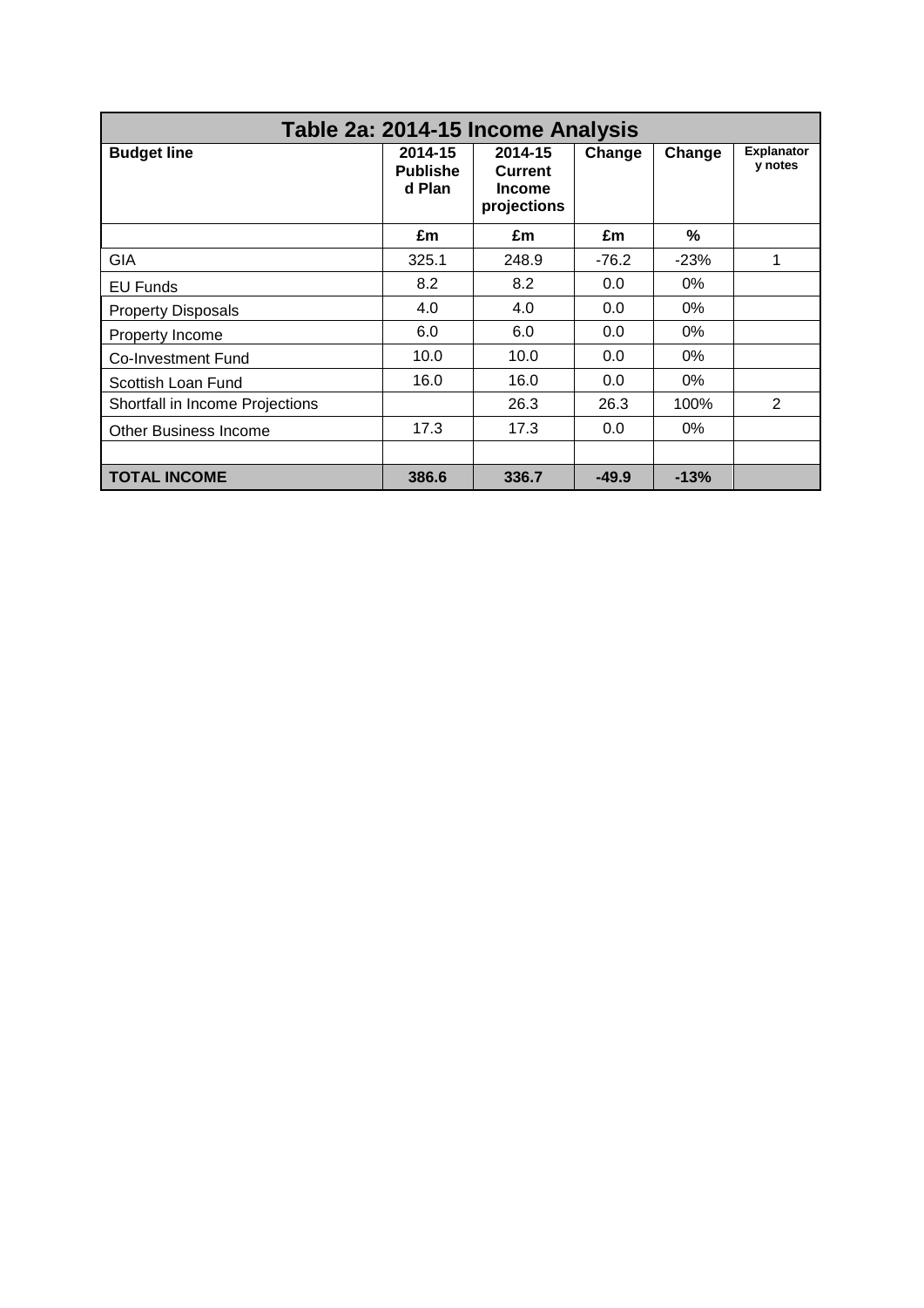## Table 2a: 2014-15 Income Analysis

| Budget line | 2014-15 Published Plan | 2014-15 Current Income projections | Change | Change | Explanatory notes |
|---|---|---|---|---|---|
| | £m | £m | £m | % | |
| GIA | 325.1 | 248.9 | -76.2 | -23% | 1 |
| EU Funds | 8.2 | 8.2 | 0.0 | 0% | |
| Property Disposals | 4.0 | 4.0 | 0.0 | 0% | |
| Property Income | 6.0 | 6.0 | 0.0 | 0% | |
| Co-Investment Fund | 10.0 | 10.0 | 0.0 | 0% | |
| Scottish Loan Fund | 16.0 | 16.0 | 0.0 | 0% | |
| Shortfall in Income Projections | | 26.3 | 26.3 | 100% | 2 |
| Other Business Income | 17.3 | 17.3 | 0.0 | 0% | |
| | | | | | |
| **TOTAL INCOME** | **386.6** | **336.7** | **-49.9** | **-13%** | |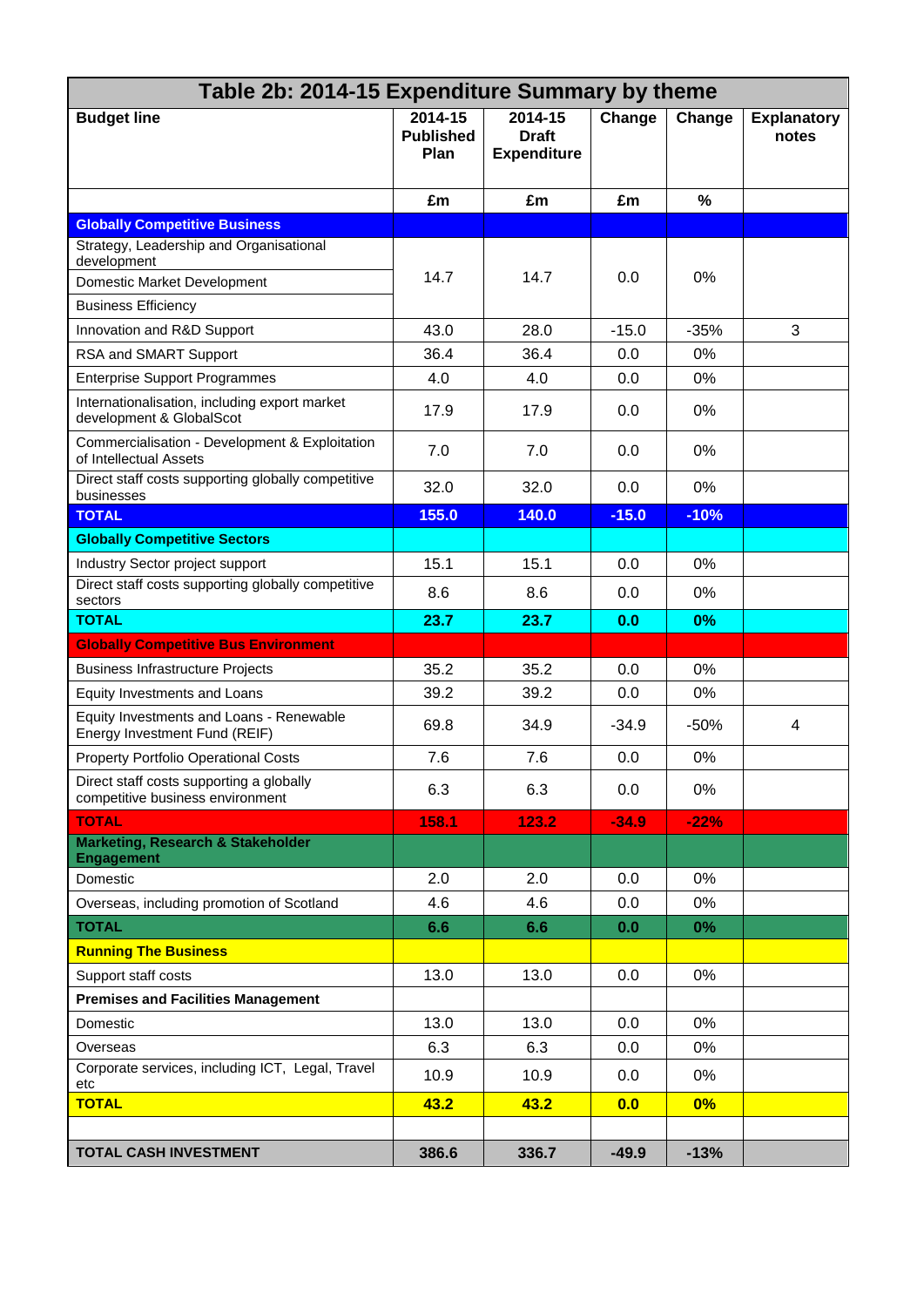| Table 2b: 2014-15 Expenditure Summary by theme | | | | | |
|---|---|---|---|---|---|
| **Budget line** | **2014-15 Published Plan** | **2014-15 Draft Expenditure** | **Change** | **Change** | **Explanatory notes** |
| | **£m** | **£m** | **£m** | **%** | |
| **Globally Competitive Business** | | | | | |
| Strategy, Leadership and Organisational development | 14.7 | 14.7 | 0.0 | 0% | |
| Domestic Market Development | | | | | |
| Business Efficiency | | | | | |
| Innovation and R&D Support | 43.0 | 28.0 | -15.0 | -35% | 3 |
| RSA and SMART Support | 36.4 | 36.4 | 0.0 | 0% | |
| Enterprise Support Programmes | 4.0 | 4.0 | 0.0 | 0% | |
| Internationalisation, including export market development & GlobalScot | 17.9 | 17.9 | 0.0 | 0% | |
| Commercialisation - Development & Exploitation of Intellectual Assets | 7.0 | 7.0 | 0.0 | 0% | |
| Direct staff costs supporting globally competitive businesses | 32.0 | 32.0 | 0.0 | 0% | |
| **TOTAL** | **155.0** | **140.0** | **-15.0** | **-10%** | |
| **Globally Competitive Sectors** | | | | | |
| Industry Sector project support | 15.1 | 15.1 | 0.0 | 0% | |
| Direct staff costs supporting globally competitive sectors | 8.6 | 8.6 | 0.0 | 0% | |
| **TOTAL** | **23.7** | **23.7** | **0.0** | **0%** | |
| **Globally Competitive Bus Environment** | | | | | |
| Business Infrastructure Projects | 35.2 | 35.2 | 0.0 | 0% | |
| Equity Investments and Loans | 39.2 | 39.2 | 0.0 | 0% | |
| Equity Investments and Loans - Renewable Energy Investment Fund (REIF) | 69.8 | 34.9 | -34.9 | -50% | 4 |
| Property Portfolio Operational Costs | 7.6 | 7.6 | 0.0 | 0% | |
| Direct staff costs supporting a globally competitive business environment | 6.3 | 6.3 | 0.0 | 0% | |
| **TOTAL** | **158.1** | **123.2** | **-34.9** | **-22%** | |
| **Marketing, Research & Stakeholder Engagement** | | | | | |
| Domestic | 2.0 | 2.0 | 0.0 | 0% | |
| Overseas, including promotion of Scotland | 4.6 | 4.6 | 0.0 | 0% | |
| **TOTAL** | **6.6** | **6.6** | **0.0** | **0%** | |
| **Running The Business** | | | | | |
| Support staff costs | 13.0 | 13.0 | 0.0 | 0% | |
| **Premises and Facilities Management** | | | | | |
| Domestic | 13.0 | 13.0 | 0.0 | 0% | |
| Overseas | 6.3 | 6.3 | 0.0 | 0% | |
| Corporate services, including ICT, Legal, Travel etc | 10.9 | 10.9 | 0.0 | 0% | |
| **TOTAL** | **43.2** | **43.2** | **0.0** | **0%** | |
| | | | | | |
| **TOTAL CASH INVESTMENT** | **386.6** | **336.7** | **-49.9** | **-13%** | |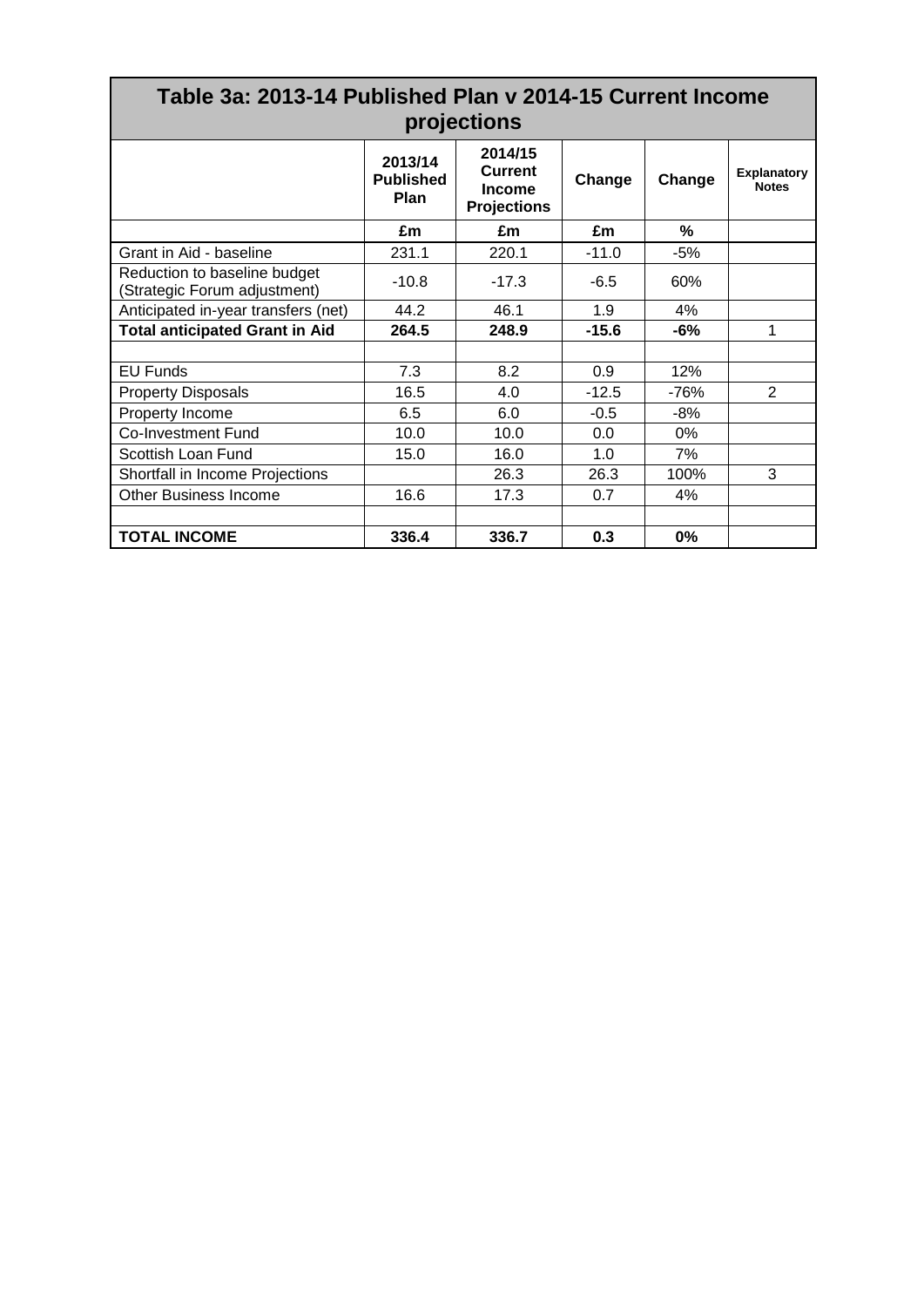| Table 3a: 2013-14 Published Plan v 2014-15 Current Income projections | | | | | |
|---|---|---|---|---|---|
| | 2013/14 Published Plan | 2014/15 Current Income Projections | Change | Change | Explanatory Notes |
| | £m | £m | £m | % | |
| Grant in Aid - baseline | 231.1 | 220.1 | -11.0 | -5% | |
| Reduction to baseline budget (Strategic Forum adjustment) | -10.8 | -17.3 | -6.5 | 60% | |
| Anticipated in-year transfers (net) | 44.2 | 46.1 | 1.9 | 4% | |
| **Total anticipated Grant in Aid** | **264.5** | **248.9** | **-15.6** | **-6%** | 1 |
| | | | | | |
| EU Funds | 7.3 | 8.2 | 0.9 | 12% | |
| Property Disposals | 16.5 | 4.0 | -12.5 | -76% | 2 |
| Property Income | 6.5 | 6.0 | -0.5 | -8% | |
| Co-Investment Fund | 10.0 | 10.0 | 0.0 | 0% | |
| Scottish Loan Fund | 15.0 | 16.0 | 1.0 | 7% | |
| Shortfall in Income Projections | | 26.3 | 26.3 | 100% | 3 |
| Other Business Income | 16.6 | 17.3 | 0.7 | 4% | |
| | | | | | |
| **TOTAL INCOME** | **336.4** | **336.7** | **0.3** | **0%** | |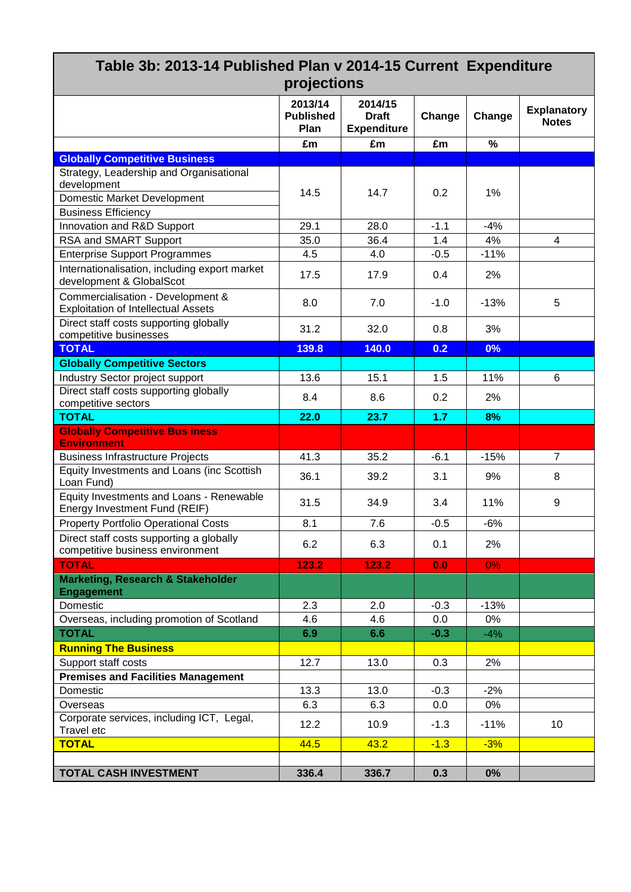## Table 3b: 2013-14 Published Plan v 2014-15 Current Expenditure projections

| | 2013/14 Published Plan | 2014/15 Draft Expenditure | Change | Change | Explanatory Notes |
|---|---|---|---|---|---|
| | £m | £m | £m | % | |
| **Globally Competitive Business** | | | | | |
| Strategy, Leadership and Organisational development; Domestic Market Development; Business Efficiency | 14.5 | 14.7 | 0.2 | 1% | |
| Innovation and R&D Support | 29.1 | 28.0 | -1.1 | -4% | |
| RSA and SMART Support | 35.0 | 36.4 | 1.4 | 4% | 4 |
| Enterprise Support Programmes | 4.5 | 4.0 | -0.5 | -11% | |
| Internationalisation, including export market development & GlobalScot | 17.5 | 17.9 | 0.4 | 2% | |
| Commercialisation - Development & Exploitation of Intellectual Assets | 8.0 | 7.0 | -1.0 | -13% | 5 |
| Direct staff costs supporting globally competitive businesses | 31.2 | 32.0 | 0.8 | 3% | |
| **TOTAL** | **139.8** | **140.0** | **0.2** | **0%** | |
| **Globally Competitive Sectors** | | | | | |
| Industry Sector project support | 13.6 | 15.1 | 1.5 | 11% | 6 |
| Direct staff costs supporting globally competitive sectors | 8.4 | 8.6 | 0.2 | 2% | |
| **TOTAL** | **22.0** | **23.7** | **1.7** | **8%** | |
| **Globally Competitive Bus iness Environment** | | | | | |
| Business Infrastructure Projects | 41.3 | 35.2 | -6.1 | -15% | 7 |
| Equity Investments and Loans (inc Scottish Loan Fund) | 36.1 | 39.2 | 3.1 | 9% | 8 |
| Equity Investments and Loans - Renewable Energy Investment Fund (REIF) | 31.5 | 34.9 | 3.4 | 11% | 9 |
| Property Portfolio Operational Costs | 8.1 | 7.6 | -0.5 | -6% | |
| Direct staff costs supporting a globally competitive business environment | 6.2 | 6.3 | 0.1 | 2% | |
| **TOTAL** | **123.2** | **123.2** | **0.0** | 0% | |
| **Marketing, Research & Stakeholder Engagement** | | | | | |
| Domestic | 2.3 | 2.0 | -0.3 | -13% | |
| Overseas, including promotion of Scotland | 4.6 | 4.6 | 0.0 | 0% | |
| **TOTAL** | **6.9** | **6.6** | **-0.3** | -4% | |
| **Running The Business** | | | | | |
| Support staff costs | 12.7 | 13.0 | 0.3 | 2% | |
| **Premises and Facilities Management** | | | | | |
| Domestic | 13.3 | 13.0 | -0.3 | -2% | |
| Overseas | 6.3 | 6.3 | 0.0 | 0% | |
| Corporate services, including ICT, Legal, Travel etc | 12.2 | 10.9 | -1.3 | -11% | 10 |
| **TOTAL** | 44.5 | 43.2 | -1.3 | -3% | |
| | | | | | |
| **TOTAL CASH INVESTMENT** | **336.4** | **336.7** | **0.3** | **0%** | |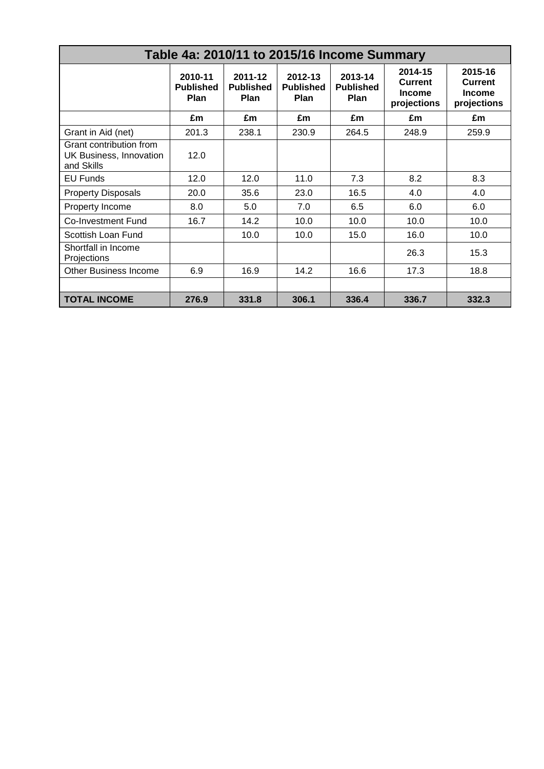| Table 4a: 2010/11 to 2015/16 Income Summary | | | | | | |
|---|---|---|---|---|---|---|
| | **2010-11 Published Plan** | **2011-12 Published Plan** | **2012-13 Published Plan** | **2013-14 Published Plan** | **2014-15 Current Income projections** | **2015-16 Current Income projections** |
| | **£m** | **£m** | **£m** | **£m** | **£m** | **£m** |
| Grant in Aid (net) | 201.3 | 238.1 | 230.9 | 264.5 | 248.9 | 259.9 |
| Grant contribution from UK Business, Innovation and Skills | 12.0 | | | | | |
| EU Funds | 12.0 | 12.0 | 11.0 | 7.3 | 8.2 | 8.3 |
| Property Disposals | 20.0 | 35.6 | 23.0 | 16.5 | 4.0 | 4.0 |
| Property Income | 8.0 | 5.0 | 7.0 | 6.5 | 6.0 | 6.0 |
| Co-Investment Fund | 16.7 | 14.2 | 10.0 | 10.0 | 10.0 | 10.0 |
| Scottish Loan Fund | | 10.0 | 10.0 | 15.0 | 16.0 | 10.0 |
| Shortfall in Income Projections | | | | | 26.3 | 15.3 |
| Other Business Income | 6.9 | 16.9 | 14.2 | 16.6 | 17.3 | 18.8 |
| | | | | | | |
| **TOTAL INCOME** | **276.9** | **331.8** | **306.1** | **336.4** | **336.7** | **332.3** |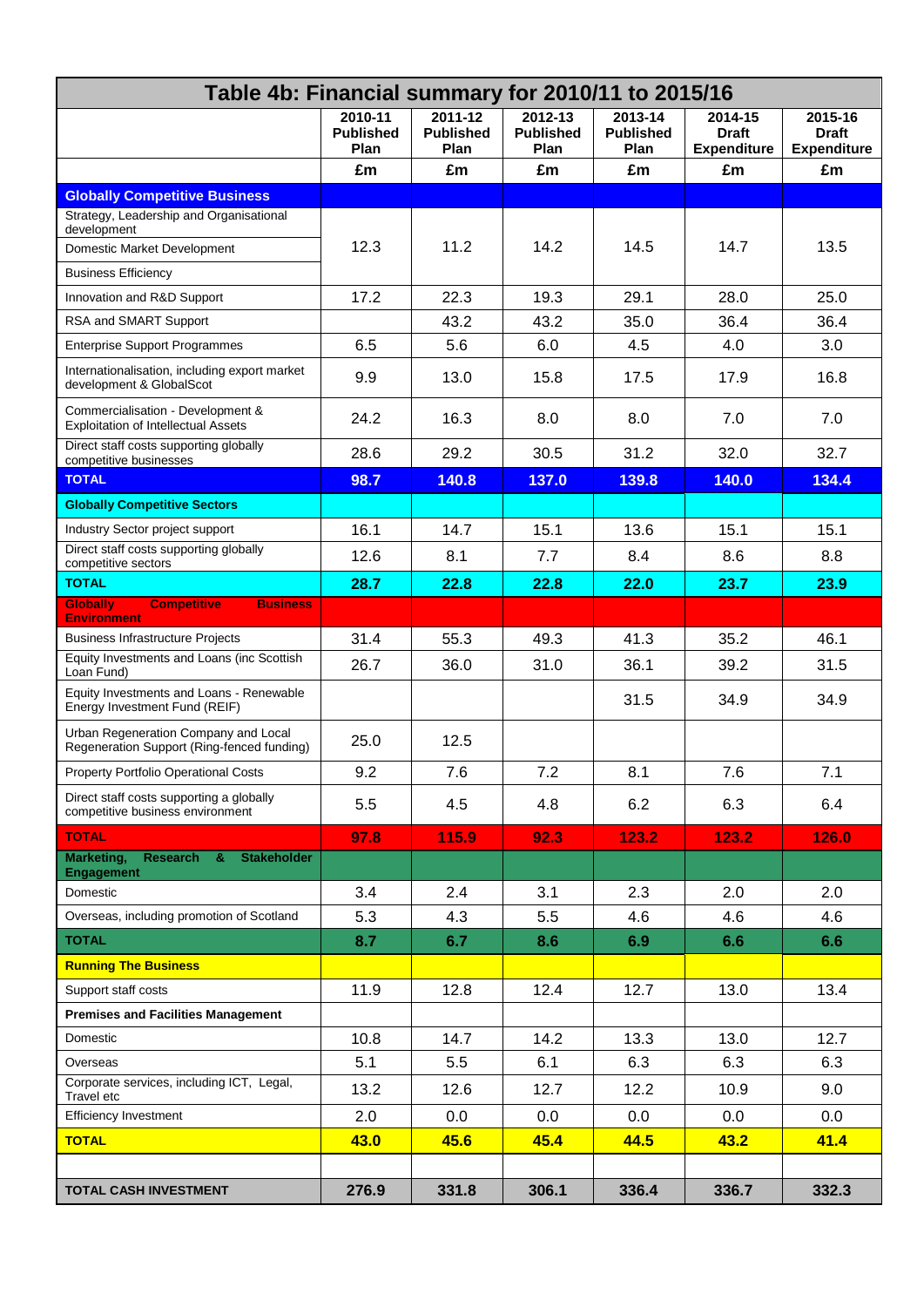## Table 4b: Financial summary for 2010/11 to 2015/16

| | 2010-11 Published Plan | 2011-12 Published Plan | 2012-13 Published Plan | 2013-14 Published Plan | 2014-15 Draft Expenditure | 2015-16 Draft Expenditure |
|---|---|---|---|---|---|---|
| | £m | £m | £m | £m | £m | £m |
| **Globally Competitive Business** | | | | | | |
| Strategy, Leadership and Organisational development; Domestic Market Development; Business Efficiency | 12.3 | 11.2 | 14.2 | 14.5 | 14.7 | 13.5 |
| Innovation and R&D Support | 17.2 | 22.3 | 19.3 | 29.1 | 28.0 | 25.0 |
| RSA and SMART Support | | 43.2 | 43.2 | 35.0 | 36.4 | 36.4 |
| Enterprise Support Programmes | 6.5 | 5.6 | 6.0 | 4.5 | 4.0 | 3.0 |
| Internationalisation, including export market development & GlobalScot | 9.9 | 13.0 | 15.8 | 17.5 | 17.9 | 16.8 |
| Commercialisation - Development & Exploitation of Intellectual Assets | 24.2 | 16.3 | 8.0 | 8.0 | 7.0 | 7.0 |
| Direct staff costs supporting globally competitive businesses | 28.6 | 29.2 | 30.5 | 31.2 | 32.0 | 32.7 |
| **TOTAL** | **98.7** | **140.8** | **137.0** | **139.8** | **140.0** | **134.4** |
| **Globally Competitive Sectors** | | | | | | |
| Industry Sector project support | 16.1 | 14.7 | 15.1 | 13.6 | 15.1 | 15.1 |
| Direct staff costs supporting globally competitive sectors | 12.6 | 8.1 | 7.7 | 8.4 | 8.6 | 8.8 |
| **TOTAL** | **28.7** | **22.8** | **22.8** | **22.0** | **23.7** | **23.9** |
| **Globally Competitive Business Environment** | | | | | | |
| Business Infrastructure Projects | 31.4 | 55.3 | 49.3 | 41.3 | 35.2 | 46.1 |
| Equity Investments and Loans (inc Scottish Loan Fund) | 26.7 | 36.0 | 31.0 | 36.1 | 39.2 | 31.5 |
| Equity Investments and Loans - Renewable Energy Investment Fund (REIF) | | | | 31.5 | 34.9 | 34.9 |
| Urban Regeneration Company and Local Regeneration Support (Ring-fenced funding) | 25.0 | 12.5 | | | | |
| Property Portfolio Operational Costs | 9.2 | 7.6 | 7.2 | 8.1 | 7.6 | 7.1 |
| Direct staff costs supporting a globally competitive business environment | 5.5 | 4.5 | 4.8 | 6.2 | 6.3 | 6.4 |
| **TOTAL** | **97.8** | **115.9** | **92.3** | **123.2** | **123.2** | **126.0** |
| **Marketing, Research & Stakeholder Engagement** | | | | | | |
| Domestic | 3.4 | 2.4 | 3.1 | 2.3 | 2.0 | 2.0 |
| Overseas, including promotion of Scotland | 5.3 | 4.3 | 5.5 | 4.6 | 4.6 | 4.6 |
| **TOTAL** | **8.7** | **6.7** | **8.6** | **6.9** | **6.6** | **6.6** |
| **Running The Business** | | | | | | |
| Support staff costs | 11.9 | 12.8 | 12.4 | 12.7 | 13.0 | 13.4 |
| **Premises and Facilities Management** | | | | | | |
| Domestic | 10.8 | 14.7 | 14.2 | 13.3 | 13.0 | 12.7 |
| Overseas | 5.1 | 5.5 | 6.1 | 6.3 | 6.3 | 6.3 |
| Corporate services, including ICT, Legal, Travel etc | 13.2 | 12.6 | 12.7 | 12.2 | 10.9 | 9.0 |
| Efficiency Investment | 2.0 | 0.0 | 0.0 | 0.0 | 0.0 | 0.0 |
| **TOTAL** | **43.0** | **45.6** | **45.4** | **44.5** | **43.2** | **41.4** |
| | | | | | | |
| **TOTAL CASH INVESTMENT** | **276.9** | **331.8** | **306.1** | **336.4** | **336.7** | **332.3** |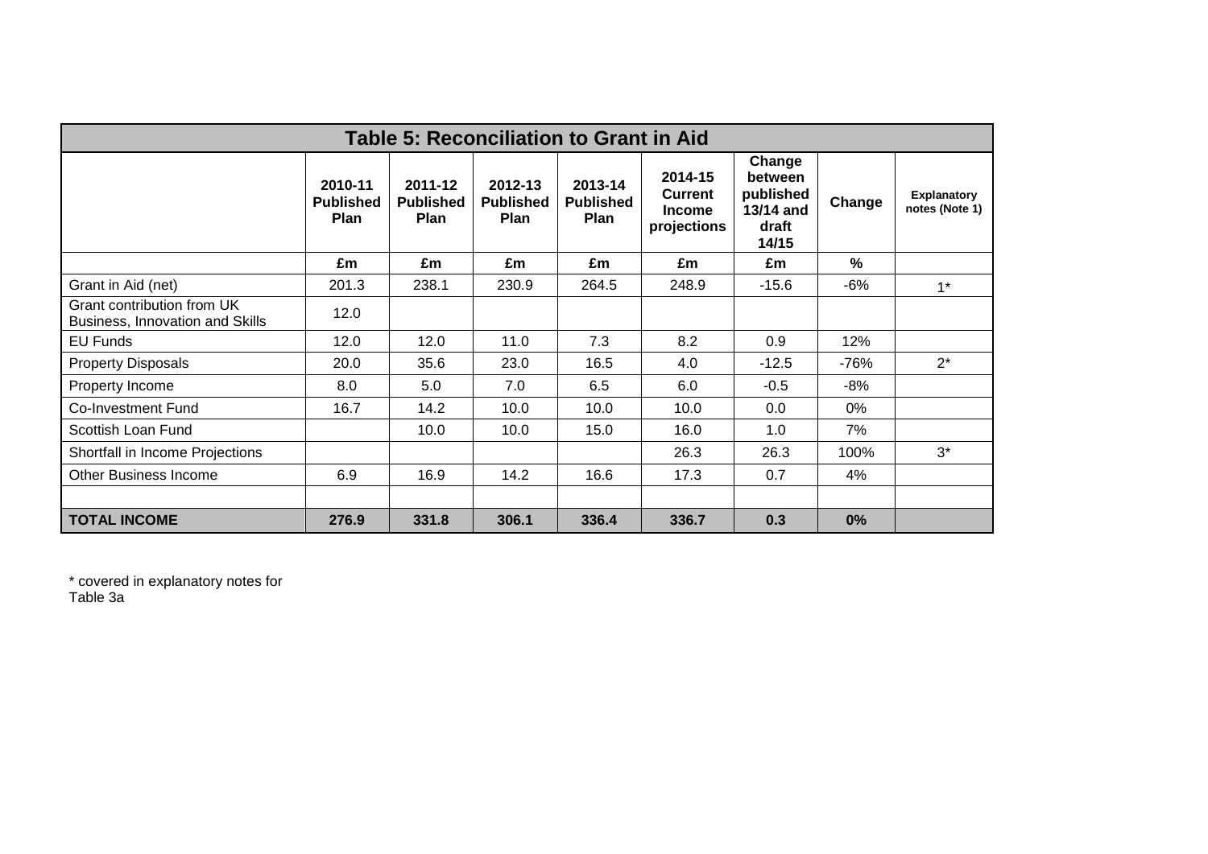| Table 5: Reconciliation to Grant in Aid | | | | | | | | |
|---|---|---|---|---|---|---|---|---|
| | 2010-11 Published Plan | 2011-12 Published Plan | 2012-13 Published Plan | 2013-14 Published Plan | 2014-15 Current Income projections | Change between published 13/14 and draft 14/15 | Change | Explanatory notes (Note 1) |
| | £m | £m | £m | £m | £m | £m | % | |
| Grant in Aid (net) | 201.3 | 238.1 | 230.9 | 264.5 | 248.9 | -15.6 | -6% | 1* |
| Grant contribution from UK Business, Innovation and Skills | 12.0 | | | | | | | |
| EU Funds | 12.0 | 12.0 | 11.0 | 7.3 | 8.2 | 0.9 | 12% | |
| Property Disposals | 20.0 | 35.6 | 23.0 | 16.5 | 4.0 | -12.5 | -76% | 2* |
| Property Income | 8.0 | 5.0 | 7.0 | 6.5 | 6.0 | -0.5 | -8% | |
| Co-Investment Fund | 16.7 | 14.2 | 10.0 | 10.0 | 10.0 | 0.0 | 0% | |
| Scottish Loan Fund | | 10.0 | 10.0 | 15.0 | 16.0 | 1.0 | 7% | |
| Shortfall in Income Projections | | | | | 26.3 | 26.3 | 100% | 3* |
| Other Business Income | 6.9 | 16.9 | 14.2 | 16.6 | 17.3 | 0.7 | 4% | |
| | | | | | | | | |
| **TOTAL INCOME** | **276.9** | **331.8** | **306.1** | **336.4** | **336.7** | **0.3** | **0%** | |

* covered in explanatory notes for Table 3a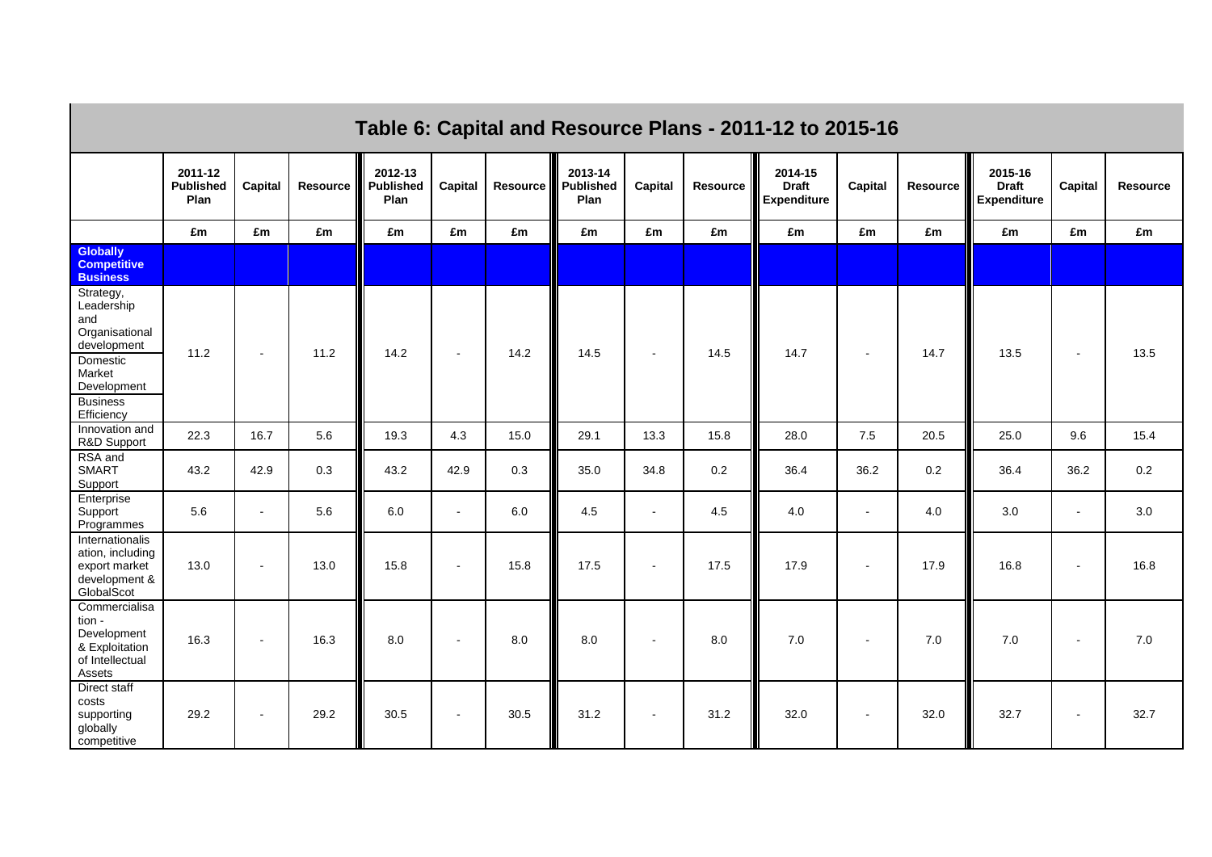## Table 6: Capital and Resource Plans - 2011-12 to 2015-16

| | 2011-12 Published Plan | Capital | Resource | 2012-13 Published Plan | Capital | Resource | 2013-14 Published Plan | Capital | Resource | 2014-15 Draft Expenditure | Capital | Resource | 2015-16 Draft Expenditure | Capital | Resource |
|---|---|---|---|---|---|---|---|---|---|---|---|---|---|---|---|
| | £m | £m | £m | £m | £m | £m | £m | £m | £m | £m | £m | £m | £m | £m | £m |
| **Globally Competitive Business** | | | | | | | | | | | | | | | |
| Strategy, Leadership and Organisational development; Domestic Market Development; Business Efficiency | 11.2 | - | 11.2 | 14.2 | - | 14.2 | 14.5 | - | 14.5 | 14.7 | - | 14.7 | 13.5 | - | 13.5 |
| Innovation and R&D Support | 22.3 | 16.7 | 5.6 | 19.3 | 4.3 | 15.0 | 29.1 | 13.3 | 15.8 | 28.0 | 7.5 | 20.5 | 25.0 | 9.6 | 15.4 |
| RSA and SMART Support | 43.2 | 42.9 | 0.3 | 43.2 | 42.9 | 0.3 | 35.0 | 34.8 | 0.2 | 36.4 | 36.2 | 0.2 | 36.4 | 36.2 | 0.2 |
| Enterprise Support Programmes | 5.6 | - | 5.6 | 6.0 | - | 6.0 | 4.5 | - | 4.5 | 4.0 | - | 4.0 | 3.0 | - | 3.0 |
| Internationalisation, including export market development & GlobalScot | 13.0 | - | 13.0 | 15.8 | - | 15.8 | 17.5 | - | 17.5 | 17.9 | - | 17.9 | 16.8 | - | 16.8 |
| Commercialisation - Development & Exploitation of Intellectual Assets | 16.3 | - | 16.3 | 8.0 | - | 8.0 | 8.0 | - | 8.0 | 7.0 | - | 7.0 | 7.0 | - | 7.0 |
| Direct staff costs supporting globally competitive | 29.2 | - | 29.2 | 30.5 | - | 30.5 | 31.2 | - | 31.2 | 32.0 | - | 32.0 | 32.7 | - | 32.7 |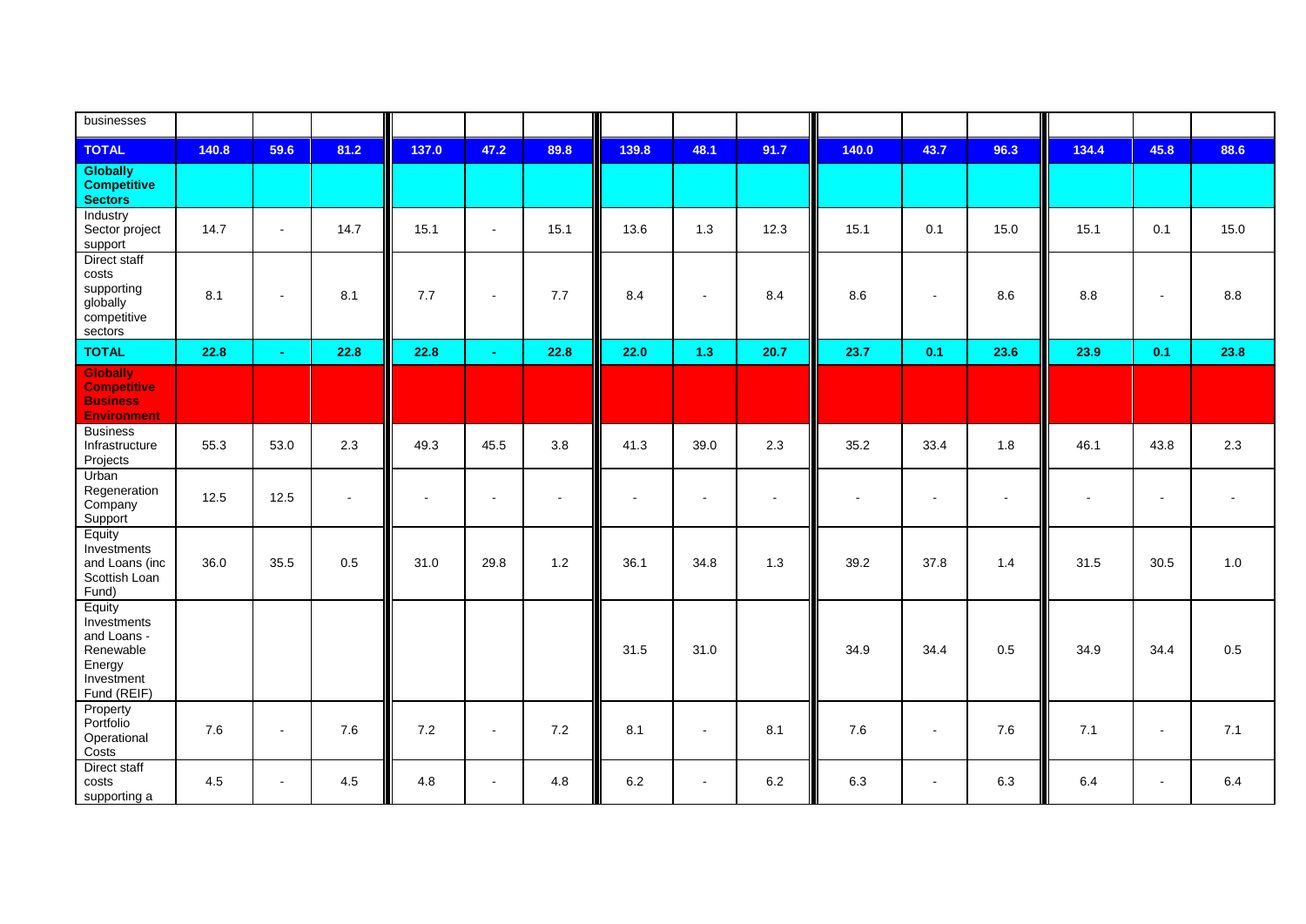| businesses | | | | | | | | | | | | | | | |
|---|---|---|---|---|---|---|---|---|---|---|---|---|---|---|---|
| **TOTAL** | **140.8** | **59.6** | **81.2** | **137.0** | **47.2** | **89.8** | **139.8** | **48.1** | **91.7** | **140.0** | **43.7** | **96.3** | **134.4** | **45.8** | **88.6** |
| **Globally Competitive Sectors** | | | | | | | | | | | | | | | |
| Industry Sector project support | 14.7 | - | 14.7 | 15.1 | - | 15.1 | 13.6 | 1.3 | 12.3 | 15.1 | 0.1 | 15.0 | 15.1 | 0.1 | 15.0 |
| Direct staff costs supporting globally competitive sectors | 8.1 | - | 8.1 | 7.7 | - | 7.7 | 8.4 | - | 8.4 | 8.6 | - | 8.6 | 8.8 | - | 8.8 |
| **TOTAL** | **22.8** | **-** | **22.8** | **22.8** | **-** | **22.8** | **22.0** | **1.3** | **20.7** | **23.7** | **0.1** | **23.6** | **23.9** | **0.1** | **23.8** |
| **Globally Competitive Business Environment** | | | | | | | | | | | | | | | |
| Business Infrastructure Projects | 55.3 | 53.0 | 2.3 | 49.3 | 45.5 | 3.8 | 41.3 | 39.0 | 2.3 | 35.2 | 33.4 | 1.8 | 46.1 | 43.8 | 2.3 |
| Urban Regeneration Company Support | 12.5 | 12.5 | - | - | - | - | - | - | - | - | - | - | - | - | - |
| Equity Investments and Loans (inc Scottish Loan Fund) | 36.0 | 35.5 | 0.5 | 31.0 | 29.8 | 1.2 | 36.1 | 34.8 | 1.3 | 39.2 | 37.8 | 1.4 | 31.5 | 30.5 | 1.0 |
| Equity Investments and Loans - Renewable Energy Investment Fund (REIF) | | | | | | | 31.5 | 31.0 | | 34.9 | 34.4 | 0.5 | 34.9 | 34.4 | 0.5 |
| Property Portfolio Operational Costs | 7.6 | - | 7.6 | 7.2 | - | 7.2 | 8.1 | - | 8.1 | 7.6 | - | 7.6 | 7.1 | - | 7.1 |
| Direct staff costs supporting a | 4.5 | - | 4.5 | 4.8 | - | 4.8 | 6.2 | - | 6.2 | 6.3 | - | 6.3 | 6.4 | - | 6.4 |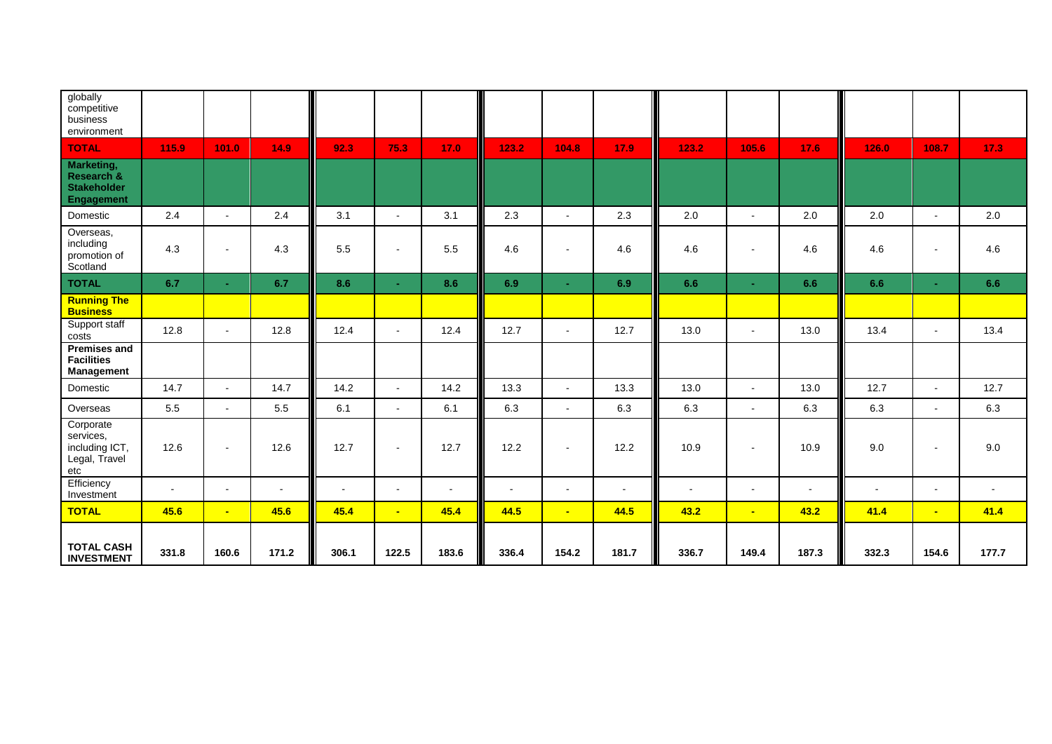| | | | | | | | | | | | | | | | |
|---|---|---|---|---|---|---|---|---|---|---|---|---|---|---|---|
| globally competitive business environment | | | | | | | | | | | | | | | |
| **TOTAL** | **115.9** | **101.0** | **14.9** | **92.3** | **75.3** | **17.0** | **123.2** | **104.8** | **17.9** | **123.2** | **105.6** | **17.6** | **126.0** | **108.7** | **17.3** |
| **Marketing, Research & Stakeholder Engagement** | | | | | | | | | | | | | | | |
| Domestic | 2.4 | - | 2.4 | 3.1 | - | 3.1 | 2.3 | - | 2.3 | 2.0 | - | 2.0 | 2.0 | - | 2.0 |
| Overseas, including promotion of Scotland | 4.3 | - | 4.3 | 5.5 | - | 5.5 | 4.6 | - | 4.6 | 4.6 | - | 4.6 | 4.6 | - | 4.6 |
| **TOTAL** | **6.7** | **-** | **6.7** | **8.6** | **-** | **8.6** | **6.9** | **-** | **6.9** | **6.6** | **-** | **6.6** | **6.6** | **-** | **6.6** |
| **Running The Business** | | | | | | | | | | | | | | | |
| Support staff costs | 12.8 | - | 12.8 | 12.4 | - | 12.4 | 12.7 | - | 12.7 | 13.0 | - | 13.0 | 13.4 | - | 13.4 |
| **Premises and Facilities Management** | | | | | | | | | | | | | | | |
| Domestic | 14.7 | - | 14.7 | 14.2 | - | 14.2 | 13.3 | - | 13.3 | 13.0 | - | 13.0 | 12.7 | - | 12.7 |
| Overseas | 5.5 | - | 5.5 | 6.1 | - | 6.1 | 6.3 | - | 6.3 | 6.3 | - | 6.3 | 6.3 | - | 6.3 |
| Corporate services, including ICT, Legal, Travel etc | 12.6 | - | 12.6 | 12.7 | - | 12.7 | 12.2 | - | 12.2 | 10.9 | - | 10.9 | 9.0 | - | 9.0 |
| Efficiency Investment | - | - | - | - | - | - | - | - | - | - | - | - | - | - | - |
| **TOTAL** | **45.6** | **-** | **45.6** | **45.4** | **-** | **45.4** | **44.5** | **-** | **44.5** | **43.2** | **-** | **43.2** | **41.4** | **-** | **41.4** |
| **TOTAL CASH INVESTMENT** | **331.8** | **160.6** | **171.2** | **306.1** | **122.5** | **183.6** | **336.4** | **154.2** | **181.7** | **336.7** | **149.4** | **187.3** | **332.3** | **154.6** | **177.7** |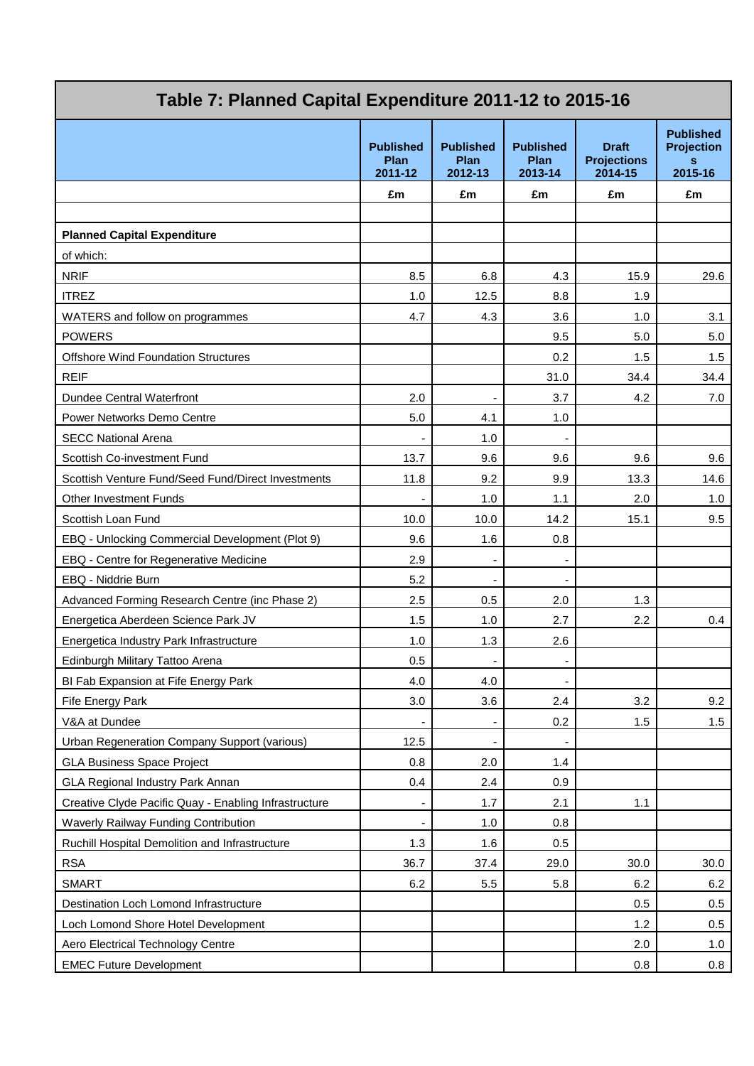## Table 7: Planned Capital Expenditure 2011-12 to 2015-16

| | Published Plan 2011-12 | Published Plan 2012-13 | Published Plan 2013-14 | Draft Projections 2014-15 | Published Projections 2015-16 |
|---|---|---|---|---|---|
| | £m | £m | £m | £m | £m |
| | | | | | |
| **Planned Capital Expenditure** | | | | | |
| of which: | | | | | |
| NRIF | 8.5 | 6.8 | 4.3 | 15.9 | 29.6 |
| ITREZ | 1.0 | 12.5 | 8.8 | 1.9 | |
| WATERS and follow on programmes | 4.7 | 4.3 | 3.6 | 1.0 | 3.1 |
| POWERS | | | 9.5 | 5.0 | 5.0 |
| Offshore Wind Foundation Structures | | | 0.2 | 1.5 | 1.5 |
| REIF | | | 31.0 | 34.4 | 34.4 |
| Dundee Central Waterfront | 2.0 | - | 3.7 | 4.2 | 7.0 |
| Power Networks Demo Centre | 5.0 | 4.1 | 1.0 | | |
| SECC National Arena | - | 1.0 | - | | |
| Scottish Co-investment Fund | 13.7 | 9.6 | 9.6 | 9.6 | 9.6 |
| Scottish Venture Fund/Seed Fund/Direct Investments | 11.8 | 9.2 | 9.9 | 13.3 | 14.6 |
| Other Investment Funds | - | 1.0 | 1.1 | 2.0 | 1.0 |
| Scottish Loan Fund | 10.0 | 10.0 | 14.2 | 15.1 | 9.5 |
| EBQ - Unlocking Commercial Development (Plot 9) | 9.6 | 1.6 | 0.8 | | |
| EBQ - Centre for Regenerative Medicine | 2.9 | - | - | | |
| EBQ - Niddrie Burn | 5.2 | - | - | | |
| Advanced Forming Research Centre (inc Phase 2) | 2.5 | 0.5 | 2.0 | 1.3 | |
| Energetica Aberdeen Science Park JV | 1.5 | 1.0 | 2.7 | 2.2 | 0.4 |
| Energetica Industry Park Infrastructure | 1.0 | 1.3 | 2.6 | | |
| Edinburgh Military Tattoo Arena | 0.5 | - | - | | |
| BI Fab Expansion at Fife Energy Park | 4.0 | 4.0 | - | | |
| Fife Energy Park | 3.0 | 3.6 | 2.4 | 3.2 | 9.2 |
| V&A at Dundee | - | - | 0.2 | 1.5 | 1.5 |
| Urban Regeneration Company Support (various) | 12.5 | - | - | | |
| GLA Business Space Project | 0.8 | 2.0 | 1.4 | | |
| GLA Regional Industry Park Annan | 0.4 | 2.4 | 0.9 | | |
| Creative Clyde Pacific Quay - Enabling Infrastructure | - | 1.7 | 2.1 | 1.1 | |
| Waverly Railway Funding Contribution | - | 1.0 | 0.8 | | |
| Ruchill Hospital Demolition and Infrastructure | 1.3 | 1.6 | 0.5 | | |
| RSA | 36.7 | 37.4 | 29.0 | 30.0 | 30.0 |
| SMART | 6.2 | 5.5 | 5.8 | 6.2 | 6.2 |
| Destination Loch Lomond Infrastructure | | | | 0.5 | 0.5 |
| Loch Lomond Shore Hotel Development | | | | 1.2 | 0.5 |
| Aero Electrical Technology Centre | | | | 2.0 | 1.0 |
| EMEC Future Development | | | | 0.8 | 0.8 |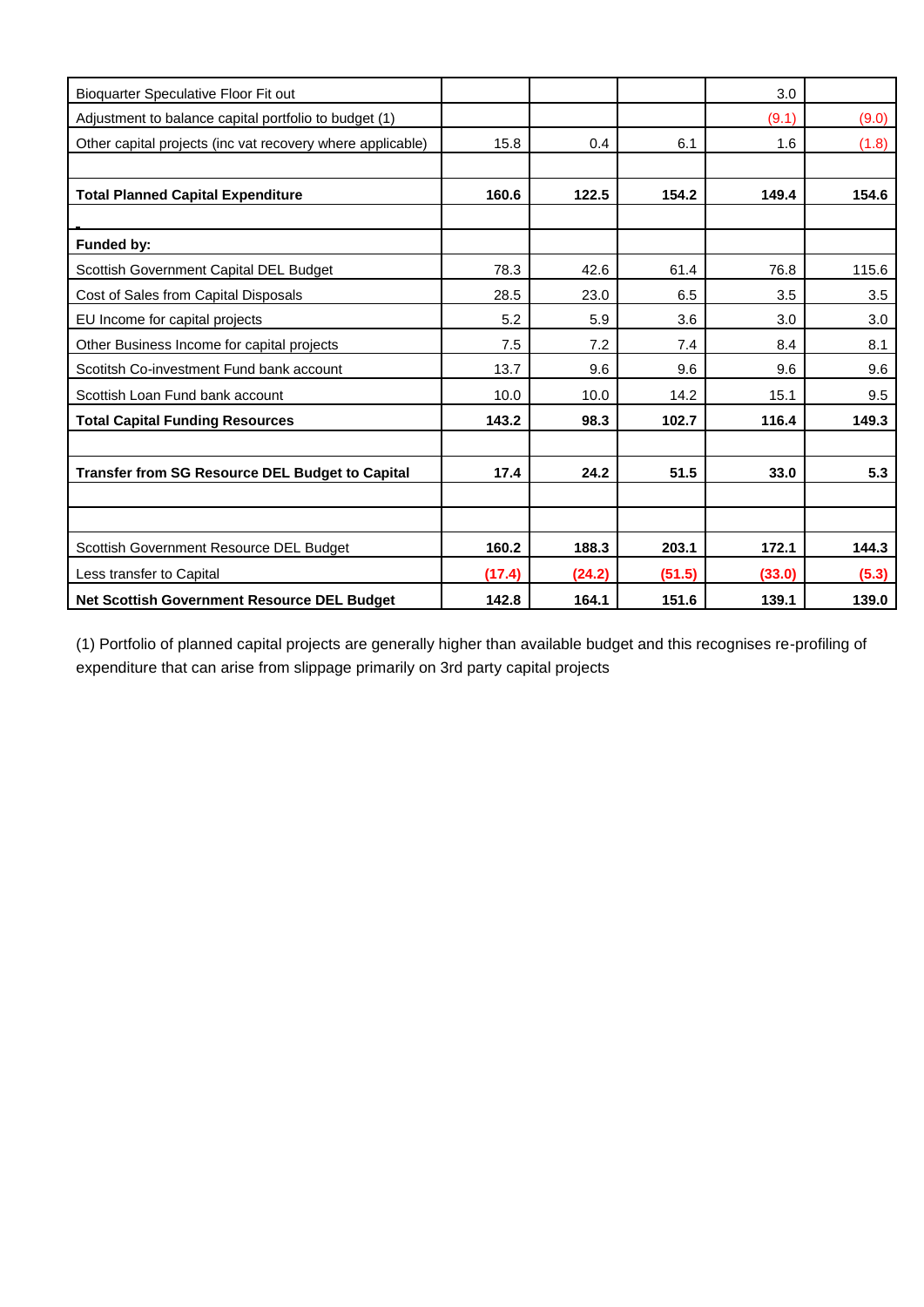| | | | | | |
|---|---|---|---|---|---|
| Bioquarter Speculative Floor Fit out | | | | 3.0 | |
| Adjustment to balance capital portfolio to budget (1) | | | | (9.1) | (9.0) |
| Other capital projects (inc vat recovery where applicable) | 15.8 | 0.4 | 6.1 | 1.6 | (1.8) |
| | | | | | |
| **Total Planned Capital Expenditure** | **160.6** | **122.5** | **154.2** | **149.4** | **154.6** |
| | | | | | |
| **Funded by:** | | | | | |
| Scottish Government Capital DEL Budget | 78.3 | 42.6 | 61.4 | 76.8 | 115.6 |
| Cost of Sales from Capital Disposals | 28.5 | 23.0 | 6.5 | 3.5 | 3.5 |
| EU Income for capital projects | 5.2 | 5.9 | 3.6 | 3.0 | 3.0 |
| Other Business Income for capital projects | 7.5 | 7.2 | 7.4 | 8.4 | 8.1 |
| Scotitsh Co-investment Fund bank account | 13.7 | 9.6 | 9.6 | 9.6 | 9.6 |
| Scottish Loan Fund bank account | 10.0 | 10.0 | 14.2 | 15.1 | 9.5 |
| **Total Capital Funding Resources** | **143.2** | **98.3** | **102.7** | **116.4** | **149.3** |
| | | | | | |
| **Transfer from SG Resource DEL Budget to Capital** | **17.4** | **24.2** | **51.5** | **33.0** | **5.3** |
| | | | | | |
| | | | | | |
| Scottish Government Resource DEL Budget | **160.2** | **188.3** | **203.1** | **172.1** | **144.3** |
| Less transfer to Capital | **(17.4)** | **(24.2)** | **(51.5)** | **(33.0)** | **(5.3)** |
| **Net Scottish Government Resource DEL Budget** | **142.8** | **164.1** | **151.6** | **139.1** | **139.0** |

(1) Portfolio of planned capital projects are generally higher than available budget and this recognises re-profiling of expenditure that can arise from slippage primarily on 3rd party capital projects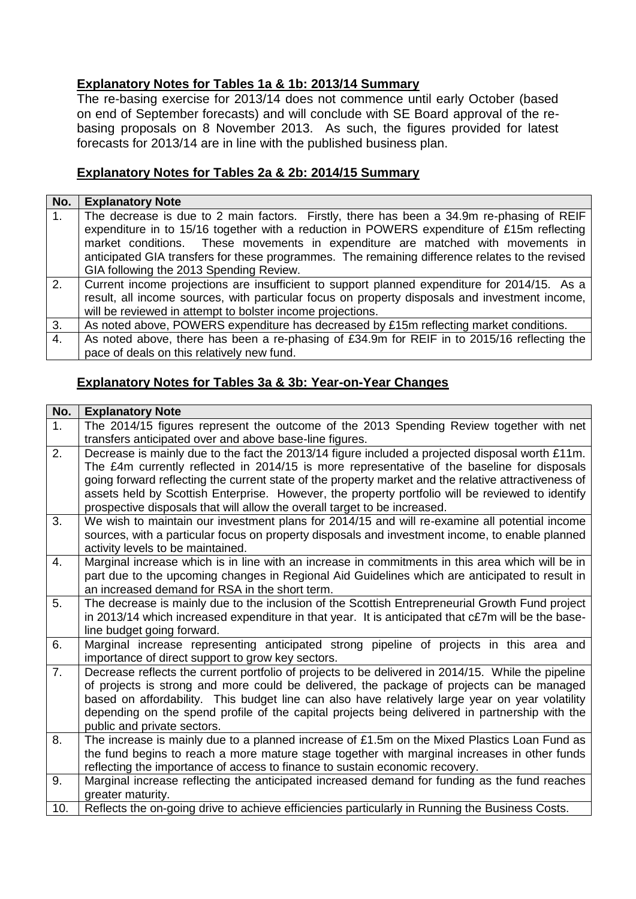## Explanatory Notes for Tables 1a & 1b: 2013/14 Summary

The re-basing exercise for 2013/14 does not commence until early October (based on end of September forecasts) and will conclude with SE Board approval of the re-basing proposals on 8 November 2013. As such, the figures provided for latest forecasts for 2013/14 are in line with the published business plan.

## Explanatory Notes for Tables 2a & 2b: 2014/15 Summary

| No. | Explanatory Note |
|---|---|
| 1. | The decrease is due to 2 main factors. Firstly, there has been a 34.9m re-phasing of REIF expenditure in to 15/16 together with a reduction in POWERS expenditure of £15m reflecting market conditions. These movements in expenditure are matched with movements in anticipated GIA transfers for these programmes. The remaining difference relates to the revised GIA following the 2013 Spending Review. |
| 2. | Current income projections are insufficient to support planned expenditure for 2014/15. As a result, all income sources, with particular focus on property disposals and investment income, will be reviewed in attempt to bolster income projections. |
| 3. | As noted above, POWERS expenditure has decreased by £15m reflecting market conditions. |
| 4. | As noted above, there has been a re-phasing of £34.9m for REIF in to 2015/16 reflecting the pace of deals on this relatively new fund. |

## Explanatory Notes for Tables 3a & 3b: Year-on-Year Changes

| No. | Explanatory Note |
|---|---|
| 1. | The 2014/15 figures represent the outcome of the 2013 Spending Review together with net transfers anticipated over and above base-line figures. |
| 2. | Decrease is mainly due to the fact the 2013/14 figure included a projected disposal worth £11m. The £4m currently reflected in 2014/15 is more representative of the baseline for disposals going forward reflecting the current state of the property market and the relative attractiveness of assets held by Scottish Enterprise. However, the property portfolio will be reviewed to identify prospective disposals that will allow the overall target to be increased. |
| 3. | We wish to maintain our investment plans for 2014/15 and will re-examine all potential income sources, with a particular focus on property disposals and investment income, to enable planned activity levels to be maintained. |
| 4. | Marginal increase which is in line with an increase in commitments in this area which will be in part due to the upcoming changes in Regional Aid Guidelines which are anticipated to result in an increased demand for RSA in the short term. |
| 5. | The decrease is mainly due to the inclusion of the Scottish Entrepreneurial Growth Fund project in 2013/14 which increased expenditure in that year. It is anticipated that c£7m will be the base-line budget going forward. |
| 6. | Marginal increase representing anticipated strong pipeline of projects in this area and importance of direct support to grow key sectors. |
| 7. | Decrease reflects the current portfolio of projects to be delivered in 2014/15. While the pipeline of projects is strong and more could be delivered, the package of projects can be managed based on affordability. This budget line can also have relatively large year on year volatility depending on the spend profile of the capital projects being delivered in partnership with the public and private sectors. |
| 8. | The increase is mainly due to a planned increase of £1.5m on the Mixed Plastics Loan Fund as the fund begins to reach a more mature stage together with marginal increases in other funds reflecting the importance of access to finance to sustain economic recovery. |
| 9. | Marginal increase reflecting the anticipated increased demand for funding as the fund reaches greater maturity. |
| 10. | Reflects the on-going drive to achieve efficiencies particularly in Running the Business Costs. |